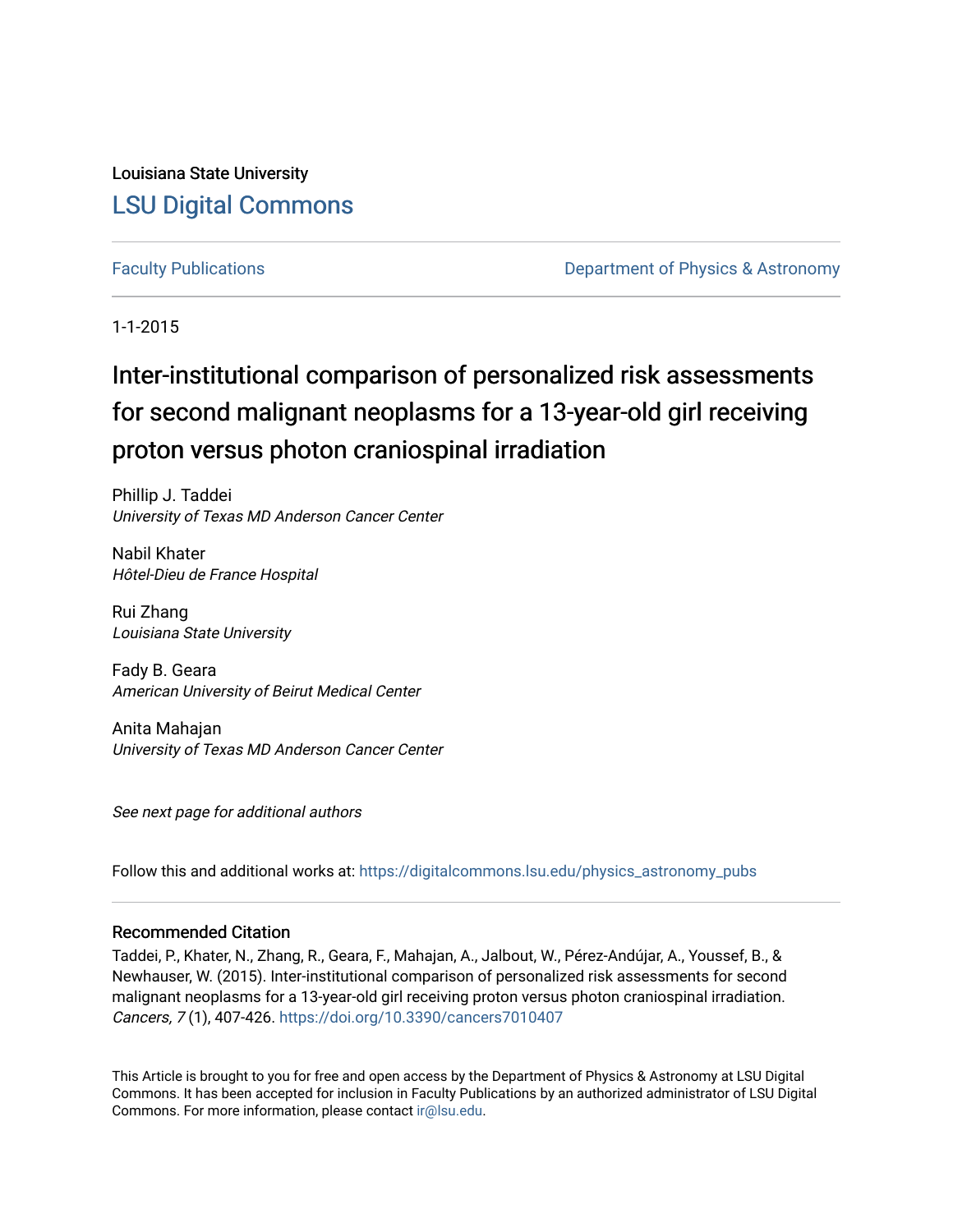Louisiana State University

[LSU Digital Commons](https://digitalcommons.lsu.edu)

Faculty Publications | Department of Physics & Astronomy

1-1-2015

# Inter-institutional comparison of personalized risk assessments for second malignant neoplasms for a 13-year-old girl receiving proton versus photon craniospinal irradiation

Phillip J. Taddei
*University of Texas MD Anderson Cancer Center*

Nabil Khater
*Hôtel-Dieu de France Hospital*

Rui Zhang
*Louisiana State University*

Fady B. Geara
*American University of Beirut Medical Center*

Anita Mahajan
*University of Texas MD Anderson Cancer Center*

*See next page for additional authors*

Follow this and additional works at: https://digitalcommons.lsu.edu/physics_astronomy_pubs

## Recommended Citation

Taddei, P., Khater, N., Zhang, R., Geara, F., Mahajan, A., Jalbout, W., Pérez-Andújar, A., Youssef, B., & Newhauser, W. (2015). Inter-institutional comparison of personalized risk assessments for second malignant neoplasms for a 13-year-old girl receiving proton versus photon craniospinal irradiation. *Cancers, 7* (1), 407-426. https://doi.org/10.3390/cancers7010407

This Article is brought to you for free and open access by the Department of Physics & Astronomy at LSU Digital Commons. It has been accepted for inclusion in Faculty Publications by an authorized administrator of LSU Digital Commons. For more information, please contact ir@lsu.edu.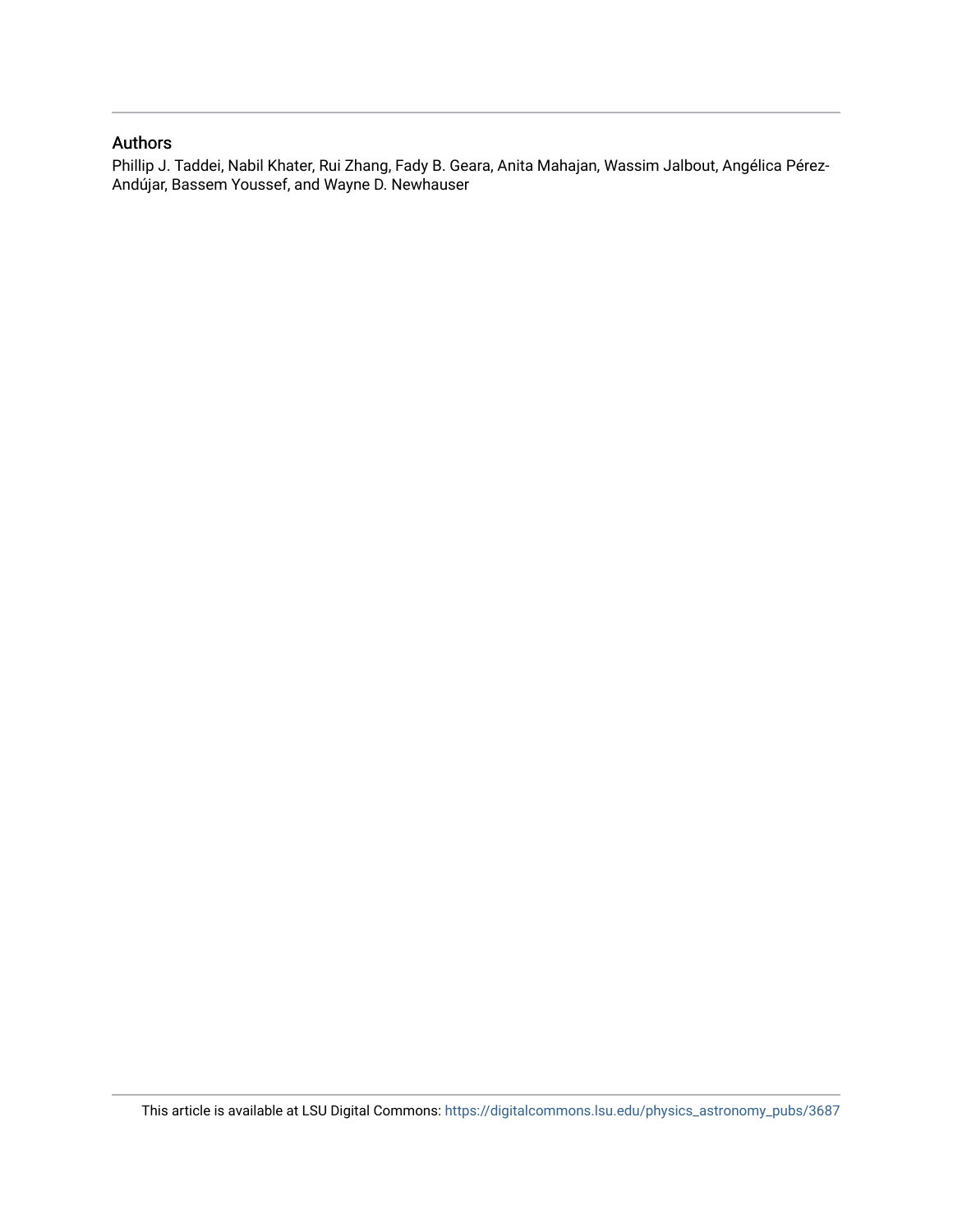## Authors

Phillip J. Taddei, Nabil Khater, Rui Zhang, Fady B. Geara, Anita Mahajan, Wassim Jalbout, Angélica Pérez-Andújar, Bassem Youssef, and Wayne D. Newhauser

This article is available at LSU Digital Commons: https://digitalcommons.lsu.edu/physics_astronomy_pubs/3687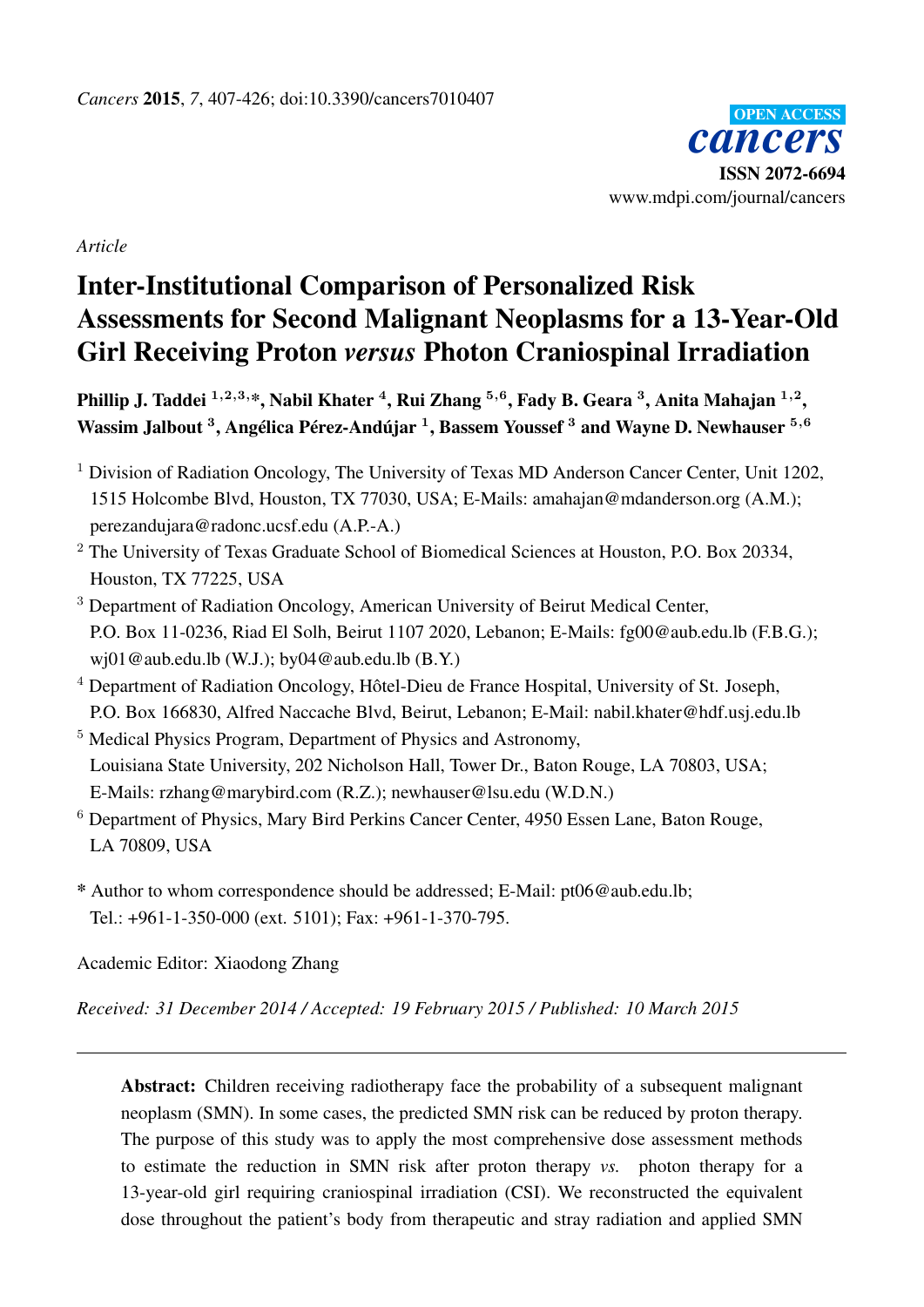*Article*

# Inter-Institutional Comparison of Personalized Risk Assessments for Second Malignant Neoplasms for a 13-Year-Old Girl Receiving Proton *versus* Photon Craniospinal Irradiation

**Phillip J. Taddei [1,2,3,*], Nabil Khater [4], Rui Zhang [5,6], Fady B. Geara [3], Anita Mahajan [1,2], Wassim Jalbout [3], Angélica Pérez-Andújar [1], Bassem Youssef [3] and Wayne D. Newhauser [5,6]**

[1] Division of Radiation Oncology, The University of Texas MD Anderson Cancer Center, Unit 1202, 1515 Holcombe Blvd, Houston, TX 77030, USA; E-Mails: amahajan@mdanderson.org (A.M.); perezandujara@radonc.ucsf.edu (A.P.-A.)

[2] The University of Texas Graduate School of Biomedical Sciences at Houston, P.O. Box 20334, Houston, TX 77225, USA

[3] Department of Radiation Oncology, American University of Beirut Medical Center, P.O. Box 11-0236, Riad El Solh, Beirut 1107 2020, Lebanon; E-Mails: fg00@aub.edu.lb (F.B.G.); wj01@aub.edu.lb (W.J.); by04@aub.edu.lb (B.Y.)

[4] Department of Radiation Oncology, Hôtel-Dieu de France Hospital, University of St. Joseph, P.O. Box 166830, Alfred Naccache Blvd, Beirut, Lebanon; E-Mail: nabil.khater@hdf.usj.edu.lb

[5] Medical Physics Program, Department of Physics and Astronomy, Louisiana State University, 202 Nicholson Hall, Tower Dr., Baton Rouge, LA 70803, USA; E-Mails: rzhang@marybird.com (R.Z.); newhauser@lsu.edu (W.D.N.)

[6] Department of Physics, Mary Bird Perkins Cancer Center, 4950 Essen Lane, Baton Rouge, LA 70809, USA

\* Author to whom correspondence should be addressed; E-Mail: pt06@aub.edu.lb; Tel.: +961-1-350-000 (ext. 5101); Fax: +961-1-370-795.

Academic Editor: Xiaodong Zhang

*Received: 31 December 2014 / Accepted: 19 February 2015 / Published: 10 March 2015*

---

**Abstract:** Children receiving radiotherapy face the probability of a subsequent malignant neoplasm (SMN). In some cases, the predicted SMN risk can be reduced by proton therapy. The purpose of this study was to apply the most comprehensive dose assessment methods to estimate the reduction in SMN risk after proton therapy *vs.* photon therapy for a 13-year-old girl requiring craniospinal irradiation (CSI). We reconstructed the equivalent dose throughout the patient's body from therapeutic and stray radiation and applied SMN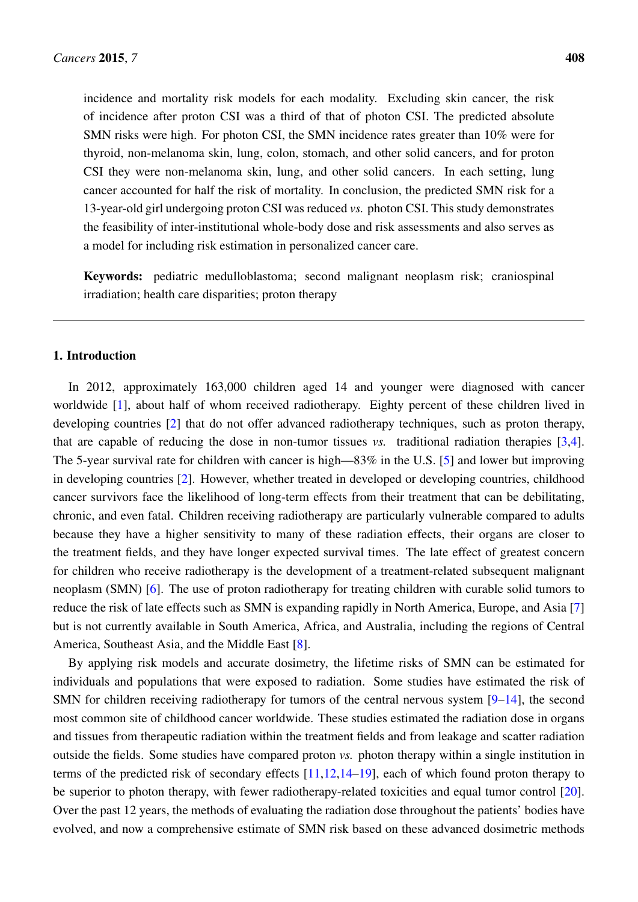incidence and mortality risk models for each modality. Excluding skin cancer, the risk of incidence after proton CSI was a third of that of photon CSI. The predicted absolute SMN risks were high. For photon CSI, the SMN incidence rates greater than 10% were for thyroid, non-melanoma skin, lung, colon, stomach, and other solid cancers, and for proton CSI they were non-melanoma skin, lung, and other solid cancers. In each setting, lung cancer accounted for half the risk of mortality. In conclusion, the predicted SMN risk for a 13-year-old girl undergoing proton CSI was reduced *vs.* photon CSI. This study demonstrates the feasibility of inter-institutional whole-body dose and risk assessments and also serves as a model for including risk estimation in personalized cancer care.

**Keywords:** pediatric medulloblastoma; second malignant neoplasm risk; craniospinal irradiation; health care disparities; proton therapy

## 1. Introduction

In 2012, approximately 163,000 children aged 14 and younger were diagnosed with cancer worldwide [1], about half of whom received radiotherapy. Eighty percent of these children lived in developing countries [2] that do not offer advanced radiotherapy techniques, such as proton therapy, that are capable of reducing the dose in non-tumor tissues *vs.* traditional radiation therapies [3,4]. The 5-year survival rate for children with cancer is high—83% in the U.S. [5] and lower but improving in developing countries [2]. However, whether treated in developed or developing countries, childhood cancer survivors face the likelihood of long-term effects from their treatment that can be debilitating, chronic, and even fatal. Children receiving radiotherapy are particularly vulnerable compared to adults because they have a higher sensitivity to many of these radiation effects, their organs are closer to the treatment fields, and they have longer expected survival times. The late effect of greatest concern for children who receive radiotherapy is the development of a treatment-related subsequent malignant neoplasm (SMN) [6]. The use of proton radiotherapy for treating children with curable solid tumors to reduce the risk of late effects such as SMN is expanding rapidly in North America, Europe, and Asia [7] but is not currently available in South America, Africa, and Australia, including the regions of Central America, Southeast Asia, and the Middle East [8].

By applying risk models and accurate dosimetry, the lifetime risks of SMN can be estimated for individuals and populations that were exposed to radiation. Some studies have estimated the risk of SMN for children receiving radiotherapy for tumors of the central nervous system [9–14], the second most common site of childhood cancer worldwide. These studies estimated the radiation dose in organs and tissues from therapeutic radiation within the treatment fields and from leakage and scatter radiation outside the fields. Some studies have compared proton *vs.* photon therapy within a single institution in terms of the predicted risk of secondary effects [11,12,14–19], each of which found proton therapy to be superior to photon therapy, with fewer radiotherapy-related toxicities and equal tumor control [20]. Over the past 12 years, the methods of evaluating the radiation dose throughout the patients' bodies have evolved, and now a comprehensive estimate of SMN risk based on these advanced dosimetric methods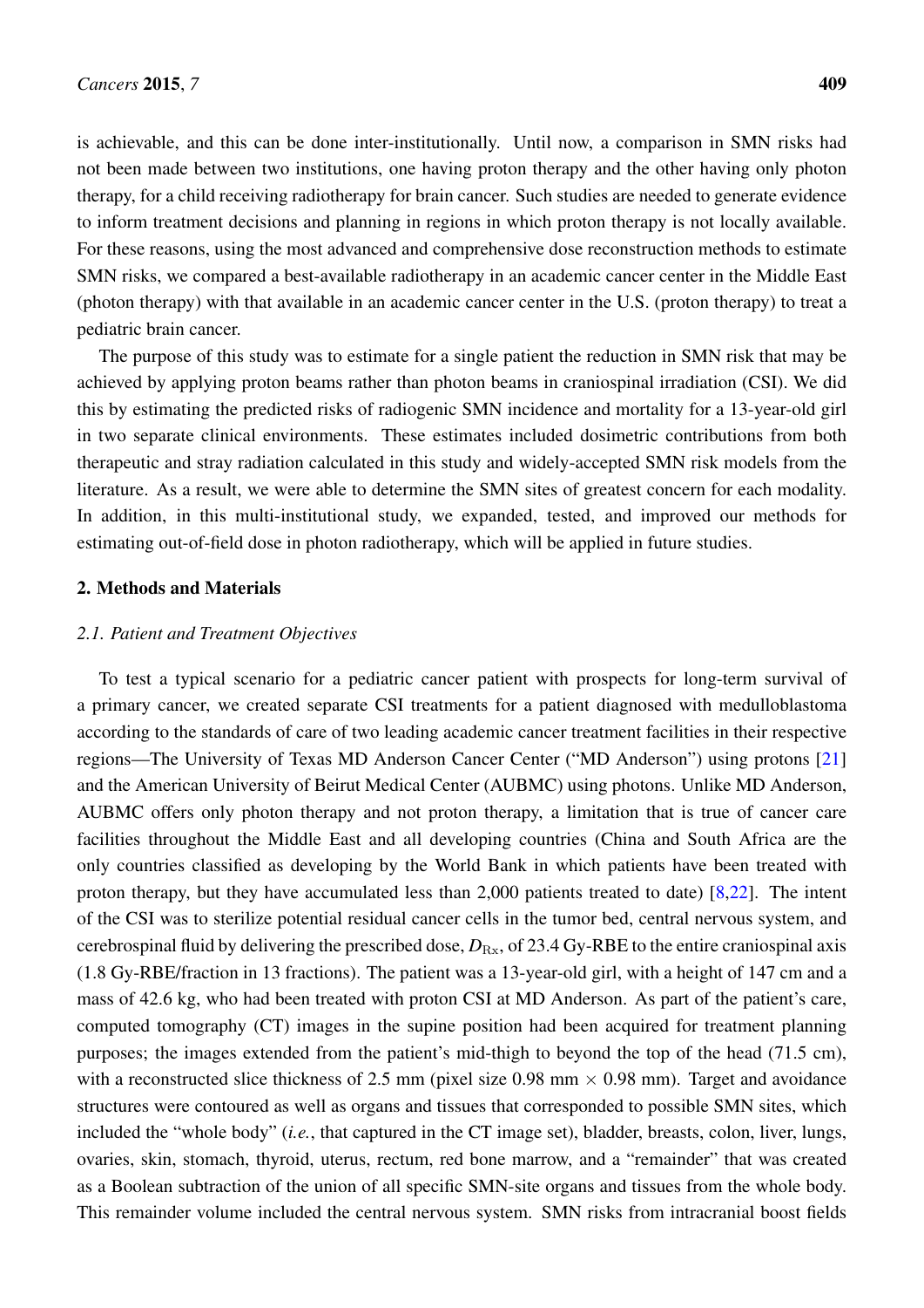is achievable, and this can be done inter-institutionally. Until now, a comparison in SMN risks had not been made between two institutions, one having proton therapy and the other having only photon therapy, for a child receiving radiotherapy for brain cancer. Such studies are needed to generate evidence to inform treatment decisions and planning in regions in which proton therapy is not locally available. For these reasons, using the most advanced and comprehensive dose reconstruction methods to estimate SMN risks, we compared a best-available radiotherapy in an academic cancer center in the Middle East (photon therapy) with that available in an academic cancer center in the U.S. (proton therapy) to treat a pediatric brain cancer.

The purpose of this study was to estimate for a single patient the reduction in SMN risk that may be achieved by applying proton beams rather than photon beams in craniospinal irradiation (CSI). We did this by estimating the predicted risks of radiogenic SMN incidence and mortality for a 13-year-old girl in two separate clinical environments. These estimates included dosimetric contributions from both therapeutic and stray radiation calculated in this study and widely-accepted SMN risk models from the literature. As a result, we were able to determine the SMN sites of greatest concern for each modality. In addition, in this multi-institutional study, we expanded, tested, and improved our methods for estimating out-of-field dose in photon radiotherapy, which will be applied in future studies.

## 2. Methods and Materials

### *2.1. Patient and Treatment Objectives*

To test a typical scenario for a pediatric cancer patient with prospects for long-term survival of a primary cancer, we created separate CSI treatments for a patient diagnosed with medulloblastoma according to the standards of care of two leading academic cancer treatment facilities in their respective regions—The University of Texas MD Anderson Cancer Center ("MD Anderson") using protons [21] and the American University of Beirut Medical Center (AUBMC) using photons. Unlike MD Anderson, AUBMC offers only photon therapy and not proton therapy, a limitation that is true of cancer care facilities throughout the Middle East and all developing countries (China and South Africa are the only countries classified as developing by the World Bank in which patients have been treated with proton therapy, but they have accumulated less than 2,000 patients treated to date) [8,22]. The intent of the CSI was to sterilize potential residual cancer cells in the tumor bed, central nervous system, and cerebrospinal fluid by delivering the prescribed dose, $D_{\mathrm{Rx}}$, of 23.4 Gy-RBE to the entire craniospinal axis (1.8 Gy-RBE/fraction in 13 fractions). The patient was a 13-year-old girl, with a height of 147 cm and a mass of 42.6 kg, who had been treated with proton CSI at MD Anderson. As part of the patient's care, computed tomography (CT) images in the supine position had been acquired for treatment planning purposes; the images extended from the patient's mid-thigh to beyond the top of the head (71.5 cm), with a reconstructed slice thickness of 2.5 mm (pixel size 0.98 mm $\times$ 0.98 mm). Target and avoidance structures were contoured as well as organs and tissues that corresponded to possible SMN sites, which included the "whole body" (*i.e.*, that captured in the CT image set), bladder, breasts, colon, liver, lungs, ovaries, skin, stomach, thyroid, uterus, rectum, red bone marrow, and a "remainder" that was created as a Boolean subtraction of the union of all specific SMN-site organs and tissues from the whole body. This remainder volume included the central nervous system. SMN risks from intracranial boost fields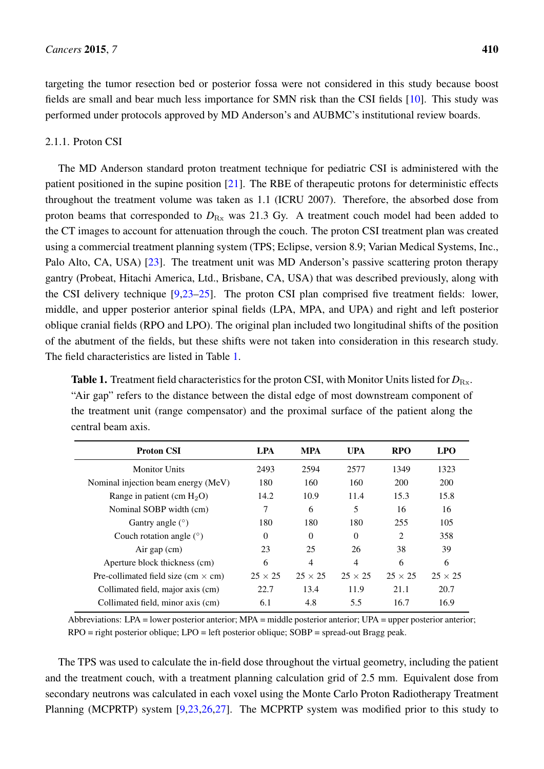targeting the tumor resection bed or posterior fossa were not considered in this study because boost fields are small and bear much less importance for SMN risk than the CSI fields [10]. This study was performed under protocols approved by MD Anderson's and AUBMC's institutional review boards.

#### 2.1.1. Proton CSI

The MD Anderson standard proton treatment technique for pediatric CSI is administered with the patient positioned in the supine position [21]. The RBE of therapeutic protons for deterministic effects throughout the treatment volume was taken as 1.1 (ICRU 2007). Therefore, the absorbed dose from proton beams that corresponded to $D_{\mathrm{Rx}}$ was 21.3 Gy. A treatment couch model had been added to the CT images to account for attenuation through the couch. The proton CSI treatment plan was created using a commercial treatment planning system (TPS; Eclipse, version 8.9; Varian Medical Systems, Inc., Palo Alto, CA, USA) [23]. The treatment unit was MD Anderson's passive scattering proton therapy gantry (Probeat, Hitachi America, Ltd., Brisbane, CA, USA) that was described previously, along with the CSI delivery technique [9,23–25]. The proton CSI plan comprised five treatment fields: lower, middle, and upper posterior anterior spinal fields (LPA, MPA, and UPA) and right and left posterior oblique cranial fields (RPO and LPO). The original plan included two longitudinal shifts of the position of the abutment of the fields, but these shifts were not taken into consideration in this research study. The field characteristics are listed in Table 1.

**Table 1.** Treatment field characteristics for the proton CSI, with Monitor Units listed for $D_{\mathrm{Rx}}$. "Air gap" refers to the distance between the distal edge of most downstream component of the treatment unit (range compensator) and the proximal surface of the patient along the central beam axis.

| Proton CSI | LPA | MPA | UPA | RPO | LPO |
|---|---|---|---|---|---|
| Monitor Units | 2493 | 2594 | 2577 | 1349 | 1323 |
| Nominal injection beam energy (MeV) | 180 | 160 | 160 | 200 | 200 |
| Range in patient (cm $H_2O$) | 14.2 | 10.9 | 11.4 | 15.3 | 15.8 |
| Nominal SOBP width (cm) | 7 | 6 | 5 | 16 | 16 |
| Gantry angle (°) | 180 | 180 | 180 | 255 | 105 |
| Couch rotation angle (°) | 0 | 0 | 0 | 2 | 358 |
| Air gap (cm) | 23 | 25 | 26 | 38 | 39 |
| Aperture block thickness (cm) | 6 | 4 | 4 | 6 | 6 |
| Pre-collimated field size (cm × cm) | 25 × 25 | 25 × 25 | 25 × 25 | 25 × 25 | 25 × 25 |
| Collimated field, major axis (cm) | 22.7 | 13.4 | 11.9 | 21.1 | 20.7 |
| Collimated field, minor axis (cm) | 6.1 | 4.8 | 5.5 | 16.7 | 16.9 |

Abbreviations: LPA = lower posterior anterior; MPA = middle posterior anterior; UPA = upper posterior anterior; RPO = right posterior oblique; LPO = left posterior oblique; SOBP = spread-out Bragg peak.

The TPS was used to calculate the in-field dose throughout the virtual geometry, including the patient and the treatment couch, with a treatment planning calculation grid of 2.5 mm. Equivalent dose from secondary neutrons was calculated in each voxel using the Monte Carlo Proton Radiotherapy Treatment Planning (MCPRTP) system [9,23,26,27]. The MCPRTP system was modified prior to this study to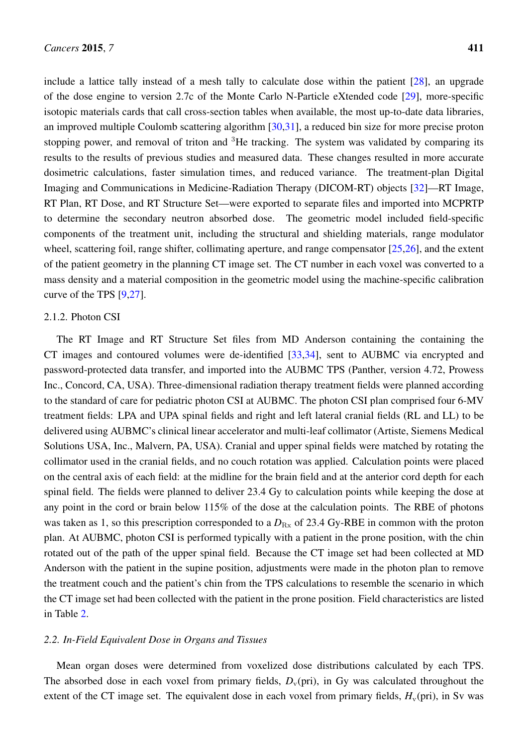include a lattice tally instead of a mesh tally to calculate dose within the patient [28], an upgrade of the dose engine to version 2.7c of the Monte Carlo N-Particle eXtended code [29], more-specific isotopic materials cards that call cross-section tables when available, the most up-to-date data libraries, an improved multiple Coulomb scattering algorithm [30,31], a reduced bin size for more precise proton stopping power, and removal of triton and $^{3}$He tracking. The system was validated by comparing its results to the results of previous studies and measured data. These changes resulted in more accurate dosimetric calculations, faster simulation times, and reduced variance. The treatment-plan Digital Imaging and Communications in Medicine-Radiation Therapy (DICOM-RT) objects [32]—RT Image, RT Plan, RT Dose, and RT Structure Set—were exported to separate files and imported into MCPRTP to determine the secondary neutron absorbed dose. The geometric model included field-specific components of the treatment unit, including the structural and shielding materials, range modulator wheel, scattering foil, range shifter, collimating aperture, and range compensator [25,26], and the extent of the patient geometry in the planning CT image set. The CT number in each voxel was converted to a mass density and a material composition in the geometric model using the machine-specific calibration curve of the TPS [9,27].

#### 2.1.2. Photon CSI

The RT Image and RT Structure Set files from MD Anderson containing the containing the CT images and contoured volumes were de-identified [33,34], sent to AUBMC via encrypted and password-protected data transfer, and imported into the AUBMC TPS (Panther, version 4.72, Prowess Inc., Concord, CA, USA). Three-dimensional radiation therapy treatment fields were planned according to the standard of care for pediatric photon CSI at AUBMC. The photon CSI plan comprised four 6-MV treatment fields: LPA and UPA spinal fields and right and left lateral cranial fields (RL and LL) to be delivered using AUBMC's clinical linear accelerator and multi-leaf collimator (Artiste, Siemens Medical Solutions USA, Inc., Malvern, PA, USA). Cranial and upper spinal fields were matched by rotating the collimator used in the cranial fields, and no couch rotation was applied. Calculation points were placed on the central axis of each field: at the midline for the brain field and at the anterior cord depth for each spinal field. The fields were planned to deliver 23.4 Gy to calculation points while keeping the dose at any point in the cord or brain below 115% of the dose at the calculation points. The RBE of photons was taken as 1, so this prescription corresponded to a $D_{\mathrm{Rx}}$ of 23.4 Gy-RBE in common with the proton plan. At AUBMC, photon CSI is performed typically with a patient in the prone position, with the chin rotated out of the path of the upper spinal field. Because the CT image set had been collected at MD Anderson with the patient in the supine position, adjustments were made in the photon plan to remove the treatment couch and the patient's chin from the TPS calculations to resemble the scenario in which the CT image set had been collected with the patient in the prone position. Field characteristics are listed in Table 2.

### *2.2. In-Field Equivalent Dose in Organs and Tissues*

Mean organ doses were determined from voxelized dose distributions calculated by each TPS. The absorbed dose in each voxel from primary fields, $D_{\mathrm{v}}(\mathrm{pri})$, in Gy was calculated throughout the extent of the CT image set. The equivalent dose in each voxel from primary fields, $H_{\mathrm{v}}(\mathrm{pri})$, in Sv was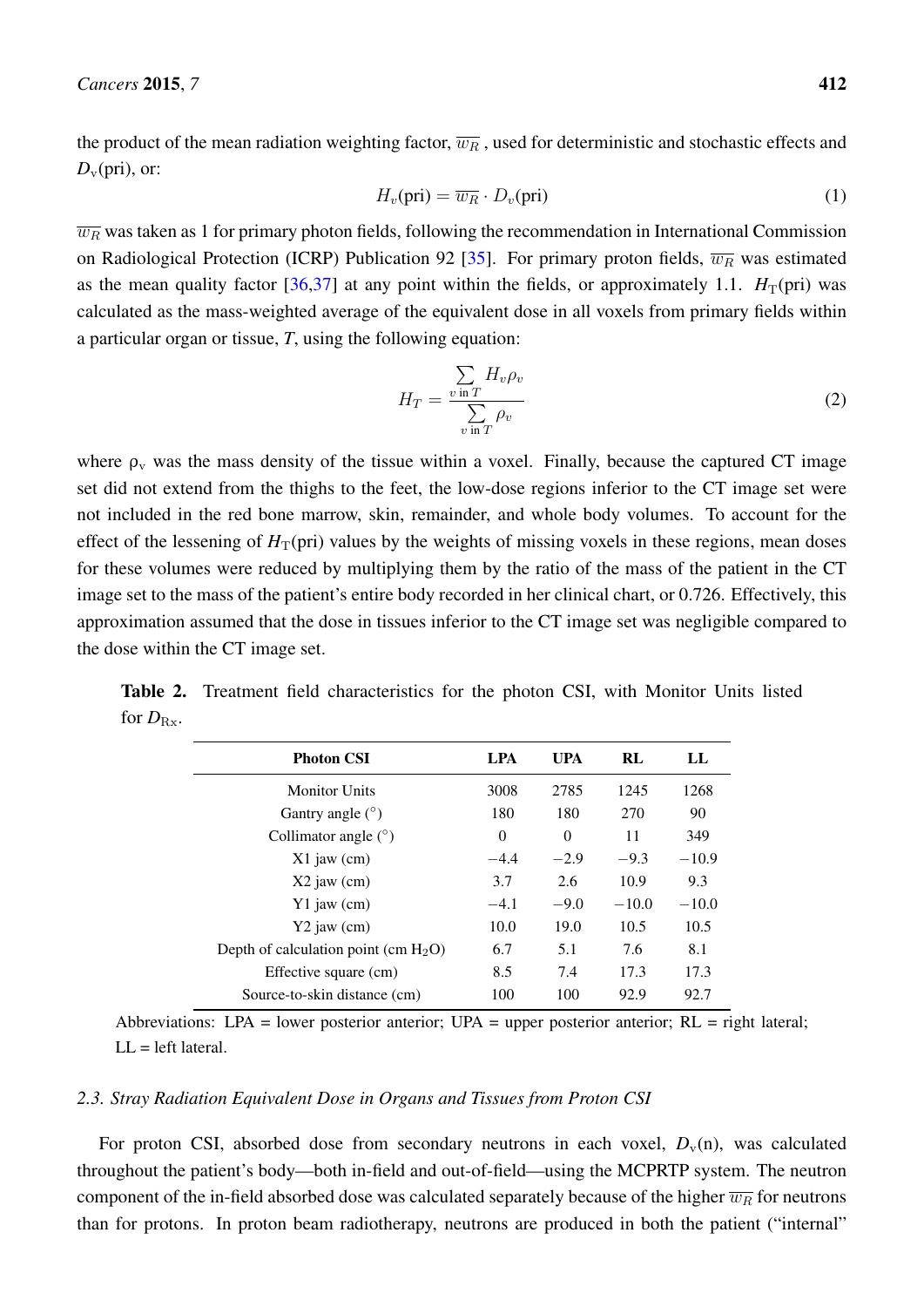the product of the mean radiation weighting factor, $\overline{w_R}$ , used for deterministic and stochastic effects and $D_v$(pri), or:

$$H_v(\text{pri}) = \overline{w_R} \cdot D_v(\text{pri}) \tag{1}$$

$\overline{w_R}$ was taken as 1 for primary photon fields, following the recommendation in International Commission on Radiological Protection (ICRP) Publication 92 [35]. For primary proton fields, $\overline{w_R}$ was estimated as the mean quality factor [36,37] at any point within the fields, or approximately 1.1. $H_T$(pri) was calculated as the mass-weighted average of the equivalent dose in all voxels from primary fields within a particular organ or tissue, *T*, using the following equation:

$$H_T = \frac{\sum_{v \text{ in } T} H_v \rho_v}{\sum_{v \text{ in } T} \rho_v} \tag{2}$$

where $\rho_v$ was the mass density of the tissue within a voxel. Finally, because the captured CT image set did not extend from the thighs to the feet, the low-dose regions inferior to the CT image set were not included in the red bone marrow, skin, remainder, and whole body volumes. To account for the effect of the lessening of $H_T$(pri) values by the weights of missing voxels in these regions, mean doses for these volumes were reduced by multiplying them by the ratio of the mass of the patient in the CT image set to the mass of the patient's entire body recorded in her clinical chart, or 0.726. Effectively, this approximation assumed that the dose in tissues inferior to the CT image set was negligible compared to the dose within the CT image set.

**Table 2.** Treatment field characteristics for the photon CSI, with Monitor Units listed for $D_{Rx}$.

| Photon CSI | LPA | UPA | RL | LL |
|---|---|---|---|---|
| Monitor Units | 3008 | 2785 | 1245 | 1268 |
| Gantry angle (°) | 180 | 180 | 270 | 90 |
| Collimator angle (°) | 0 | 0 | 11 | 349 |
| X1 jaw (cm) | −4.4 | −2.9 | −9.3 | −10.9 |
| X2 jaw (cm) | 3.7 | 2.6 | 10.9 | 9.3 |
| Y1 jaw (cm) | −4.1 | −9.0 | −10.0 | −10.0 |
| Y2 jaw (cm) | 10.0 | 19.0 | 10.5 | 10.5 |
| Depth of calculation point (cm $H_2O$) | 6.7 | 5.1 | 7.6 | 8.1 |
| Effective square (cm) | 8.5 | 7.4 | 17.3 | 17.3 |
| Source-to-skin distance (cm) | 100 | 100 | 92.9 | 92.7 |

Abbreviations: LPA = lower posterior anterior; UPA = upper posterior anterior; RL = right lateral; LL = left lateral.

### *2.3. Stray Radiation Equivalent Dose in Organs and Tissues from Proton CSI*

For proton CSI, absorbed dose from secondary neutrons in each voxel, $D_v$(n), was calculated throughout the patient's body—both in-field and out-of-field—using the MCPRTP system. The neutron component of the in-field absorbed dose was calculated separately because of the higher $\overline{w_R}$ for neutrons than for protons. In proton beam radiotherapy, neutrons are produced in both the patient ("internal"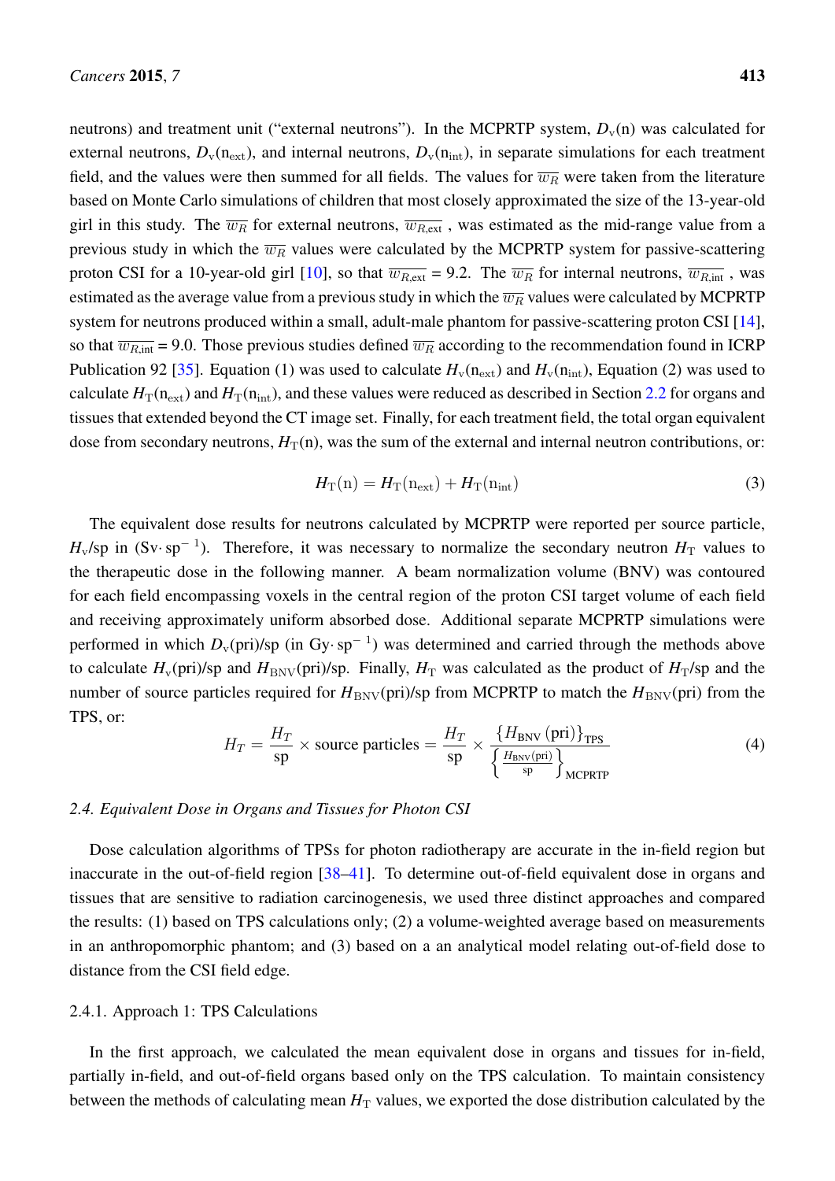neutrons) and treatment unit ("external neutrons"). In the MCPRTP system, $D_\text{v}(\text{n})$ was calculated for external neutrons, $D_\text{v}(\text{n}_\text{ext})$, and internal neutrons, $D_\text{v}(\text{n}_\text{int})$, in separate simulations for each treatment field, and the values were then summed for all fields. The values for $\overline{w_R}$ were taken from the literature based on Monte Carlo simulations of children that most closely approximated the size of the 13-year-old girl in this study. The $\overline{w_R}$ for external neutrons, $\overline{w_{R,\text{ext}}}$ , was estimated as the mid-range value from a previous study in which the $\overline{w_R}$ values were calculated by the MCPRTP system for passive-scattering proton CSI for a 10-year-old girl [10], so that $\overline{w_{R,\text{ext}}}$ = 9.2. The $\overline{w_R}$ for internal neutrons, $\overline{w_{R,\text{int}}}$ , was estimated as the average value from a previous study in which the $\overline{w_R}$ values were calculated by MCPRTP system for neutrons produced within a small, adult-male phantom for passive-scattering proton CSI [14], so that $\overline{w_{R,\text{int}}}$ = 9.0. Those previous studies defined $\overline{w_R}$ according to the recommendation found in ICRP Publication 92 [35]. Equation (1) was used to calculate $H_\text{v}(\text{n}_\text{ext})$ and $H_\text{v}(\text{n}_\text{int})$, Equation (2) was used to calculate $H_\text{T}(\text{n}_\text{ext})$ and $H_\text{T}(\text{n}_\text{int})$, and these values were reduced as described in Section 2.2 for organs and tissues that extended beyond the CT image set. Finally, for each treatment field, the total organ equivalent dose from secondary neutrons, $H_\text{T}(\text{n})$, was the sum of the external and internal neutron contributions, or:

$$H_\text{T}(\text{n}) = H_\text{T}(\text{n}_\text{ext}) + H_\text{T}(\text{n}_\text{int}) \tag{3}$$

The equivalent dose results for neutrons calculated by MCPRTP were reported per source particle, $H_\text{v}$/sp in (Sv$\cdot$ sp$^{-1}$). Therefore, it was necessary to normalize the secondary neutron $H_\text{T}$ values to the therapeutic dose in the following manner. A beam normalization volume (BNV) was contoured for each field encompassing voxels in the central region of the proton CSI target volume of each field and receiving approximately uniform absorbed dose. Additional separate MCPRTP simulations were performed in which $D_\text{v}(\text{pri})$/sp (in Gy$\cdot$ sp$^{-1}$) was determined and carried through the methods above to calculate $H_\text{v}(\text{pri})$/sp and $H_\text{BNV}(\text{pri})$/sp. Finally, $H_\text{T}$ was calculated as the product of $H_\text{T}$/sp and the number of source particles required for $H_\text{BNV}(\text{pri})$/sp from MCPRTP to match the $H_\text{BNV}(\text{pri})$ from the TPS, or:

$$H_T = \frac{H_T}{\text{sp}} \times \text{source particles} = \frac{H_T}{\text{sp}} \times \frac{\{H_\text{BNV}\,(\text{pri})\}_\text{TPS}}{\left\{\frac{H_\text{BNV}(\text{pri})}{\text{sp}}\right\}_\text{MCPRTP}} \tag{4}$$

### 2.4. Equivalent Dose in Organs and Tissues for Photon CSI

Dose calculation algorithms of TPSs for photon radiotherapy are accurate in the in-field region but inaccurate in the out-of-field region [38–41]. To determine out-of-field equivalent dose in organs and tissues that are sensitive to radiation carcinogenesis, we used three distinct approaches and compared the results: (1) based on TPS calculations only; (2) a volume-weighted average based on measurements in an anthropomorphic phantom; and (3) based on a an analytical model relating out-of-field dose to distance from the CSI field edge.

#### 2.4.1. Approach 1: TPS Calculations

In the first approach, we calculated the mean equivalent dose in organs and tissues for in-field, partially in-field, and out-of-field organs based only on the TPS calculation. To maintain consistency between the methods of calculating mean $H_\text{T}$ values, we exported the dose distribution calculated by the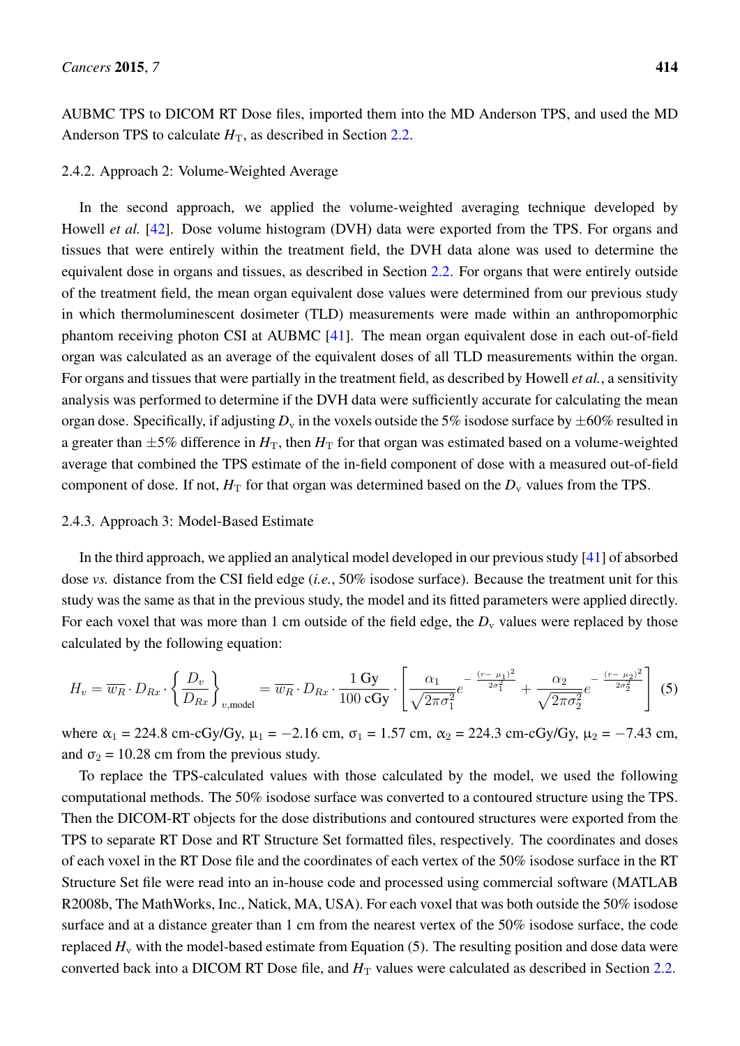AUBMC TPS to DICOM RT Dose files, imported them into the MD Anderson TPS, and used the MD Anderson TPS to calculate $H_{\mathrm{T}}$, as described in Section 2.2.

#### 2.4.2. Approach 2: Volume-Weighted Average

In the second approach, we applied the volume-weighted averaging technique developed by Howell *et al.* [42]. Dose volume histogram (DVH) data were exported from the TPS. For organs and tissues that were entirely within the treatment field, the DVH data alone was used to determine the equivalent dose in organs and tissues, as described in Section 2.2. For organs that were entirely outside of the treatment field, the mean organ equivalent dose values were determined from our previous study in which thermoluminescent dosimeter (TLD) measurements were made within an anthropomorphic phantom receiving photon CSI at AUBMC [41]. The mean organ equivalent dose in each out-of-field organ was calculated as an average of the equivalent doses of all TLD measurements within the organ. For organs and tissues that were partially in the treatment field, as described by Howell *et al.*, a sensitivity analysis was performed to determine if the DVH data were sufficiently accurate for calculating the mean organ dose. Specifically, if adjusting $D_{\mathrm{v}}$ in the voxels outside the 5% isodose surface by $\pm 60\%$ resulted in a greater than $\pm 5\%$ difference in $H_{\mathrm{T}}$, then $H_{\mathrm{T}}$ for that organ was estimated based on a volume-weighted average that combined the TPS estimate of the in-field component of dose with a measured out-of-field component of dose. If not, $H_{\mathrm{T}}$ for that organ was determined based on the $D_{\mathrm{v}}$ values from the TPS.

#### 2.4.3. Approach 3: Model-Based Estimate

In the third approach, we applied an analytical model developed in our previous study [41] of absorbed dose *vs.* distance from the CSI field edge (*i.e.*, 50% isodose surface). Because the treatment unit for this study was the same as that in the previous study, the model and its fitted parameters were applied directly. For each voxel that was more than 1 cm outside of the field edge, the $D_{\mathrm{v}}$ values were replaced by those calculated by the following equation:

$$H_v = \overline{w_R} \cdot D_{Rx} \cdot \left\{ \frac{D_v}{D_{Rx}} \right\}_{v,\mathrm{model}} = \overline{w_R} \cdot D_{Rx} \cdot \frac{1\ \mathrm{Gy}}{100\ \mathrm{cGy}} \cdot \left[ \frac{\alpha_1}{\sqrt{2\pi\sigma_1^2}} e^{-\frac{(r-\mu_1)^2}{2\sigma_1^2}} + \frac{\alpha_2}{\sqrt{2\pi\sigma_2^2}} e^{-\frac{(r-\mu_2)^2}{2\sigma_2^2}} \right] \quad (5)$$

where $\alpha_1 = 224.8$ cm-cGy/Gy, $\mu_1 = -2.16$ cm, $\sigma_1 = 1.57$ cm, $\alpha_2 = 224.3$ cm-cGy/Gy, $\mu_2 = -7.43$ cm, and $\sigma_2 = 10.28$ cm from the previous study.

To replace the TPS-calculated values with those calculated by the model, we used the following computational methods. The 50% isodose surface was converted to a contoured structure using the TPS. Then the DICOM-RT objects for the dose distributions and contoured structures were exported from the TPS to separate RT Dose and RT Structure Set formatted files, respectively. The coordinates and doses of each voxel in the RT Dose file and the coordinates of each vertex of the 50% isodose surface in the RT Structure Set file were read into an in-house code and processed using commercial software (MATLAB R2008b, The MathWorks, Inc., Natick, MA, USA). For each voxel that was both outside the 50% isodose surface and at a distance greater than 1 cm from the nearest vertex of the 50% isodose surface, the code replaced $H_{\mathrm{v}}$ with the model-based estimate from Equation (5). The resulting position and dose data were converted back into a DICOM RT Dose file, and $H_{\mathrm{T}}$ values were calculated as described in Section 2.2.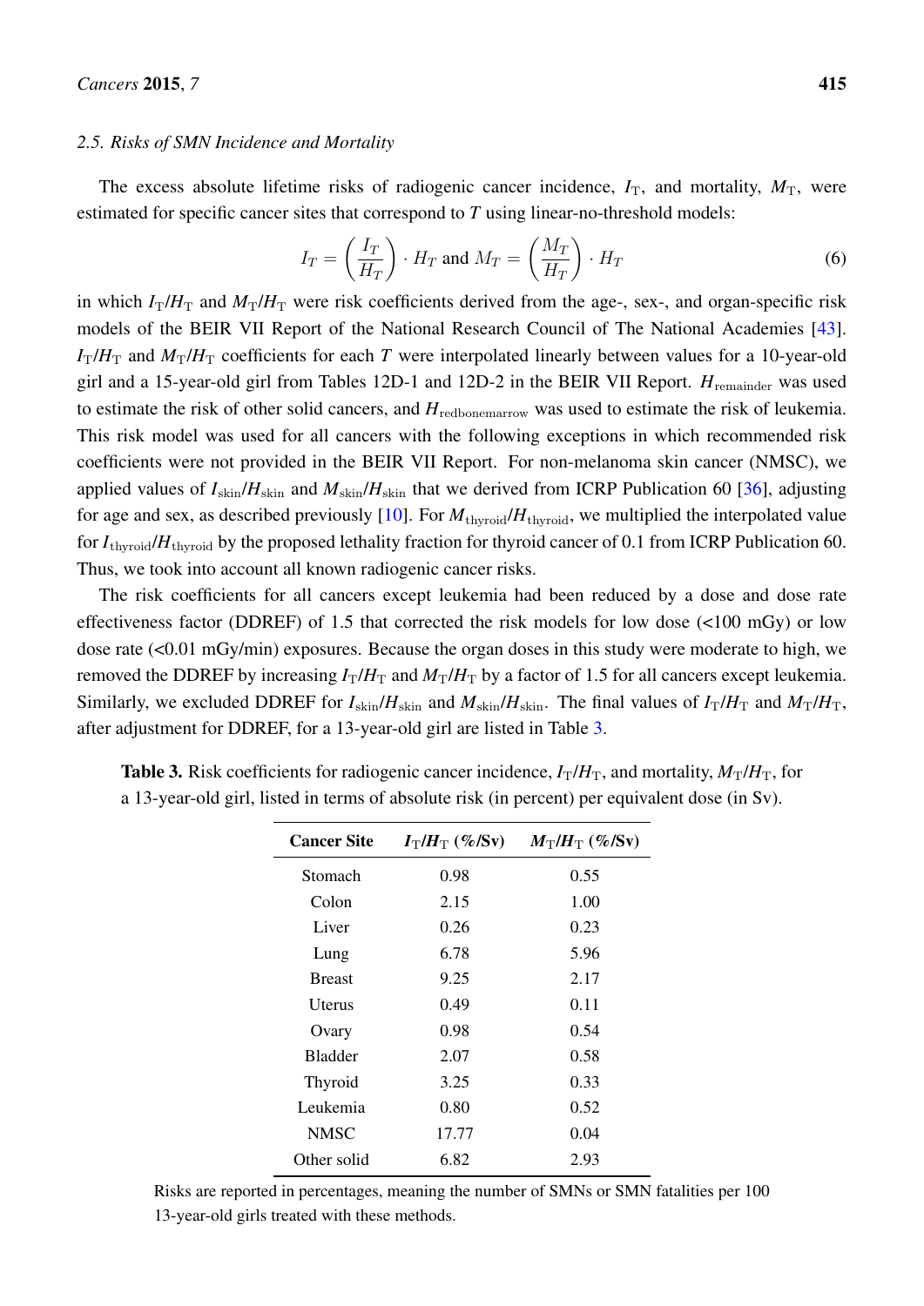### 2.5. Risks of SMN Incidence and Mortality

The excess absolute lifetime risks of radiogenic cancer incidence, $I_T$, and mortality, $M_T$, were estimated for specific cancer sites that correspond to $T$ using linear-no-threshold models:

$$I_T = \left(\frac{I_T}{H_T}\right) \cdot H_T \text{ and } M_T = \left(\frac{M_T}{H_T}\right) \cdot H_T \tag{6}$$

in which $I_T/H_T$ and $M_T/H_T$ were risk coefficients derived from the age-, sex-, and organ-specific risk models of the BEIR VII Report of the National Research Council of The National Academies [43]. $I_T/H_T$ and $M_T/H_T$ coefficients for each $T$ were interpolated linearly between values for a 10-year-old girl and a 15-year-old girl from Tables 12D-1 and 12D-2 in the BEIR VII Report. $H_{remainder}$ was used to estimate the risk of other solid cancers, and $H_{redbonemarrow}$ was used to estimate the risk of leukemia. This risk model was used for all cancers with the following exceptions in which recommended risk coefficients were not provided in the BEIR VII Report. For non-melanoma skin cancer (NMSC), we applied values of $I_{skin}/H_{skin}$ and $M_{skin}/H_{skin}$ that we derived from ICRP Publication 60 [36], adjusting for age and sex, as described previously [10]. For $M_{thyroid}/H_{thyroid}$, we multiplied the interpolated value for $I_{thyroid}/H_{thyroid}$ by the proposed lethality fraction for thyroid cancer of 0.1 from ICRP Publication 60. Thus, we took into account all known radiogenic cancer risks.

The risk coefficients for all cancers except leukemia had been reduced by a dose and dose rate effectiveness factor (DDREF) of 1.5 that corrected the risk models for low dose (<100 mGy) or low dose rate (<0.01 mGy/min) exposures. Because the organ doses in this study were moderate to high, we removed the DDREF by increasing $I_T/H_T$ and $M_T/H_T$ by a factor of 1.5 for all cancers except leukemia. Similarly, we excluded DDREF for $I_{skin}/H_{skin}$ and $M_{skin}/H_{skin}$. The final values of $I_T/H_T$ and $M_T/H_T$, after adjustment for DDREF, for a 13-year-old girl are listed in Table 3.

**Table 3.** Risk coefficients for radiogenic cancer incidence, $I_T/H_T$, and mortality, $M_T/H_T$, for a 13-year-old girl, listed in terms of absolute risk (in percent) per equivalent dose (in Sv).

| Cancer Site | $I_T/H_T$ (%/Sv) | $M_T/H_T$ (%/Sv) |
|---|---|---|
| Stomach | 0.98 | 0.55 |
| Colon | 2.15 | 1.00 |
| Liver | 0.26 | 0.23 |
| Lung | 6.78 | 5.96 |
| Breast | 9.25 | 2.17 |
| Uterus | 0.49 | 0.11 |
| Ovary | 0.98 | 0.54 |
| Bladder | 2.07 | 0.58 |
| Thyroid | 3.25 | 0.33 |
| Leukemia | 0.80 | 0.52 |
| NMSC | 17.77 | 0.04 |
| Other solid | 6.82 | 2.93 |

Risks are reported in percentages, meaning the number of SMNs or SMN fatalities per 100 13-year-old girls treated with these methods.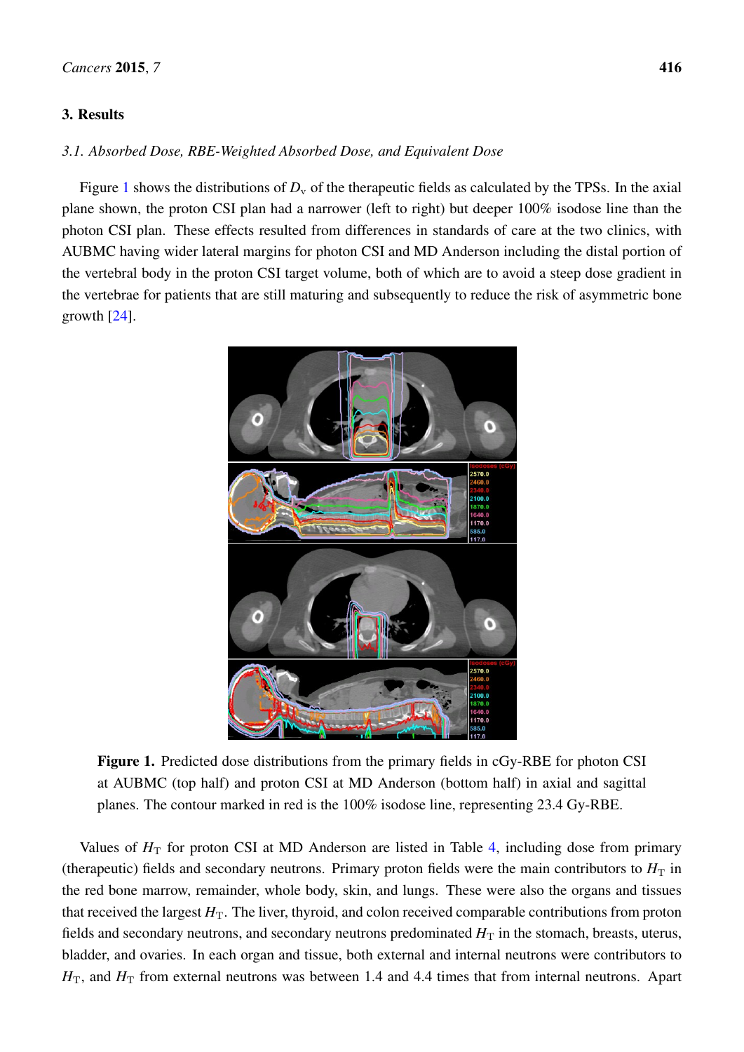## 3. Results

### *3.1. Absorbed Dose, RBE-Weighted Absorbed Dose, and Equivalent Dose*

Figure 1 shows the distributions of $D_v$ of the therapeutic fields as calculated by the TPSs. In the axial plane shown, the proton CSI plan had a narrower (left to right) but deeper 100% isodose line than the photon CSI plan. These effects resulted from differences in standards of care at the two clinics, with AUBMC having wider lateral margins for photon CSI and MD Anderson including the distal portion of the vertebral body in the proton CSI target volume, both of which are to avoid a steep dose gradient in the vertebrae for patients that are still maturing and subsequently to reduce the risk of asymmetric bone growth [24].

**Figure 1.** Predicted dose distributions from the primary fields in cGy-RBE for photon CSI at AUBMC (top half) and proton CSI at MD Anderson (bottom half) in axial and sagittal planes. The contour marked in red is the 100% isodose line, representing 23.4 Gy-RBE.

Values of $H_T$ for proton CSI at MD Anderson are listed in Table 4, including dose from primary (therapeutic) fields and secondary neutrons. Primary proton fields were the main contributors to $H_T$ in the red bone marrow, remainder, whole body, skin, and lungs. These were also the organs and tissues that received the largest $H_T$. The liver, thyroid, and colon received comparable contributions from proton fields and secondary neutrons, and secondary neutrons predominated $H_T$ in the stomach, breasts, uterus, bladder, and ovaries. In each organ and tissue, both external and internal neutrons were contributors to $H_T$, and $H_T$ from external neutrons was between 1.4 and 4.4 times that from internal neutrons. Apart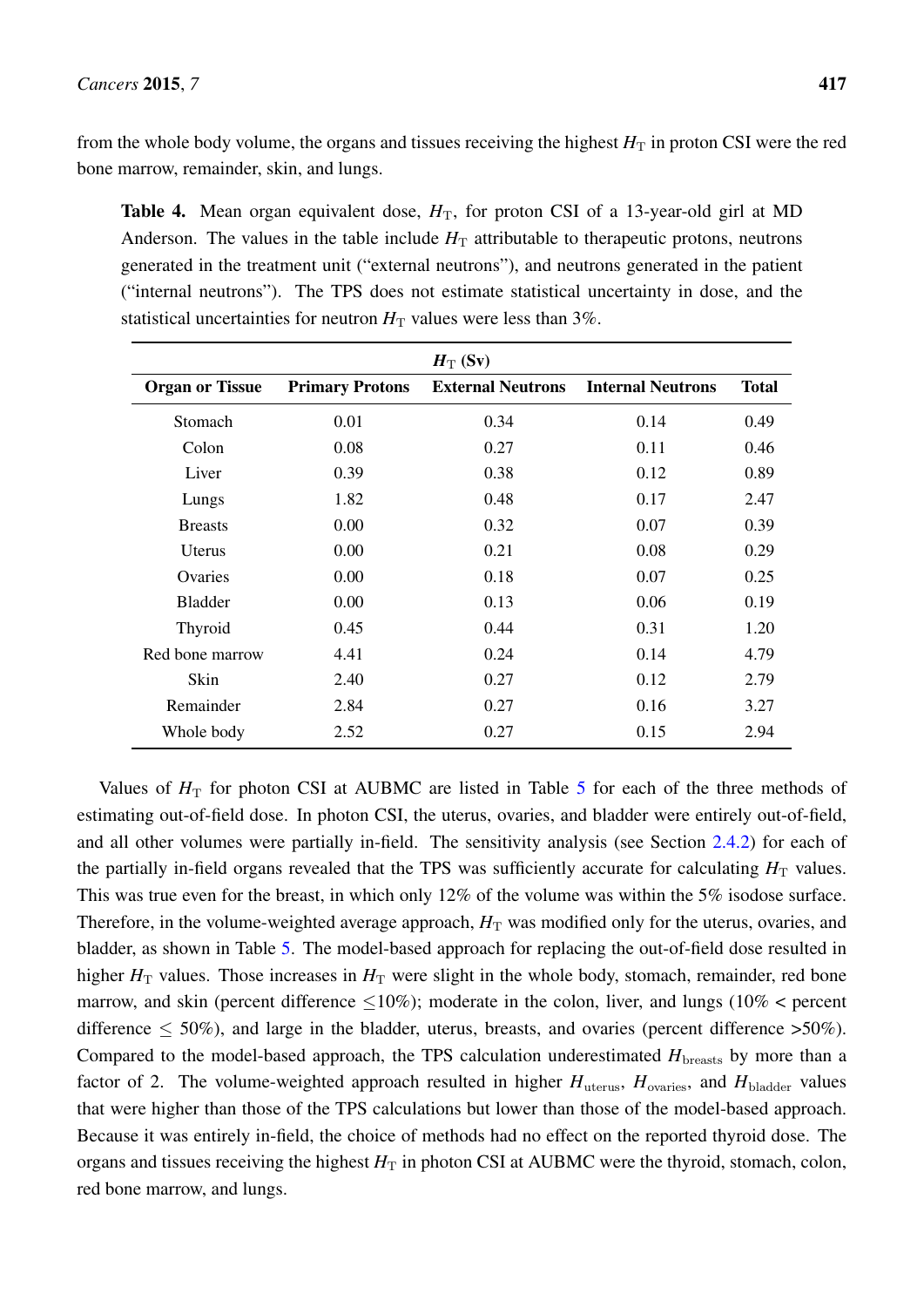from the whole body volume, the organs and tissues receiving the highest $H_T$ in proton CSI were the red bone marrow, remainder, skin, and lungs.

**Table 4.** Mean organ equivalent dose, $H_T$, for proton CSI of a 13-year-old girl at MD Anderson. The values in the table include $H_T$ attributable to therapeutic protons, neutrons generated in the treatment unit ("external neutrons"), and neutrons generated in the patient ("internal neutrons"). The TPS does not estimate statistical uncertainty in dose, and the statistical uncertainties for neutron $H_T$ values were less than 3%.

| | $H_T$ (Sv) | | | |
|---|---|---|---|---|
| **Organ or Tissue** | **Primary Protons** | **External Neutrons** | **Internal Neutrons** | **Total** |
| Stomach | 0.01 | 0.34 | 0.14 | 0.49 |
| Colon | 0.08 | 0.27 | 0.11 | 0.46 |
| Liver | 0.39 | 0.38 | 0.12 | 0.89 |
| Lungs | 1.82 | 0.48 | 0.17 | 2.47 |
| Breasts | 0.00 | 0.32 | 0.07 | 0.39 |
| Uterus | 0.00 | 0.21 | 0.08 | 0.29 |
| Ovaries | 0.00 | 0.18 | 0.07 | 0.25 |
| Bladder | 0.00 | 0.13 | 0.06 | 0.19 |
| Thyroid | 0.45 | 0.44 | 0.31 | 1.20 |
| Red bone marrow | 4.41 | 0.24 | 0.14 | 4.79 |
| Skin | 2.40 | 0.27 | 0.12 | 2.79 |
| Remainder | 2.84 | 0.27 | 0.16 | 3.27 |
| Whole body | 2.52 | 0.27 | 0.15 | 2.94 |

Values of $H_T$ for photon CSI at AUBMC are listed in Table 5 for each of the three methods of estimating out-of-field dose. In photon CSI, the uterus, ovaries, and bladder were entirely out-of-field, and all other volumes were partially in-field. The sensitivity analysis (see Section 2.4.2) for each of the partially in-field organs revealed that the TPS was sufficiently accurate for calculating $H_T$ values. This was true even for the breast, in which only 12% of the volume was within the 5% isodose surface. Therefore, in the volume-weighted average approach, $H_T$ was modified only for the uterus, ovaries, and bladder, as shown in Table 5. The model-based approach for replacing the out-of-field dose resulted in higher $H_T$ values. Those increases in $H_T$ were slight in the whole body, stomach, remainder, red bone marrow, and skin (percent difference $\leq$10%); moderate in the colon, liver, and lungs (10% < percent difference $\leq$ 50%), and large in the bladder, uterus, breasts, and ovaries (percent difference >50%). Compared to the model-based approach, the TPS calculation underestimated $H_{\text{breasts}}$ by more than a factor of 2. The volume-weighted approach resulted in higher $H_{\text{uterus}}$, $H_{\text{ovaries}}$, and $H_{\text{bladder}}$ values that were higher than those of the TPS calculations but lower than those of the model-based approach. Because it was entirely in-field, the choice of methods had no effect on the reported thyroid dose. The organs and tissues receiving the highest $H_T$ in photon CSI at AUBMC were the thyroid, stomach, colon, red bone marrow, and lungs.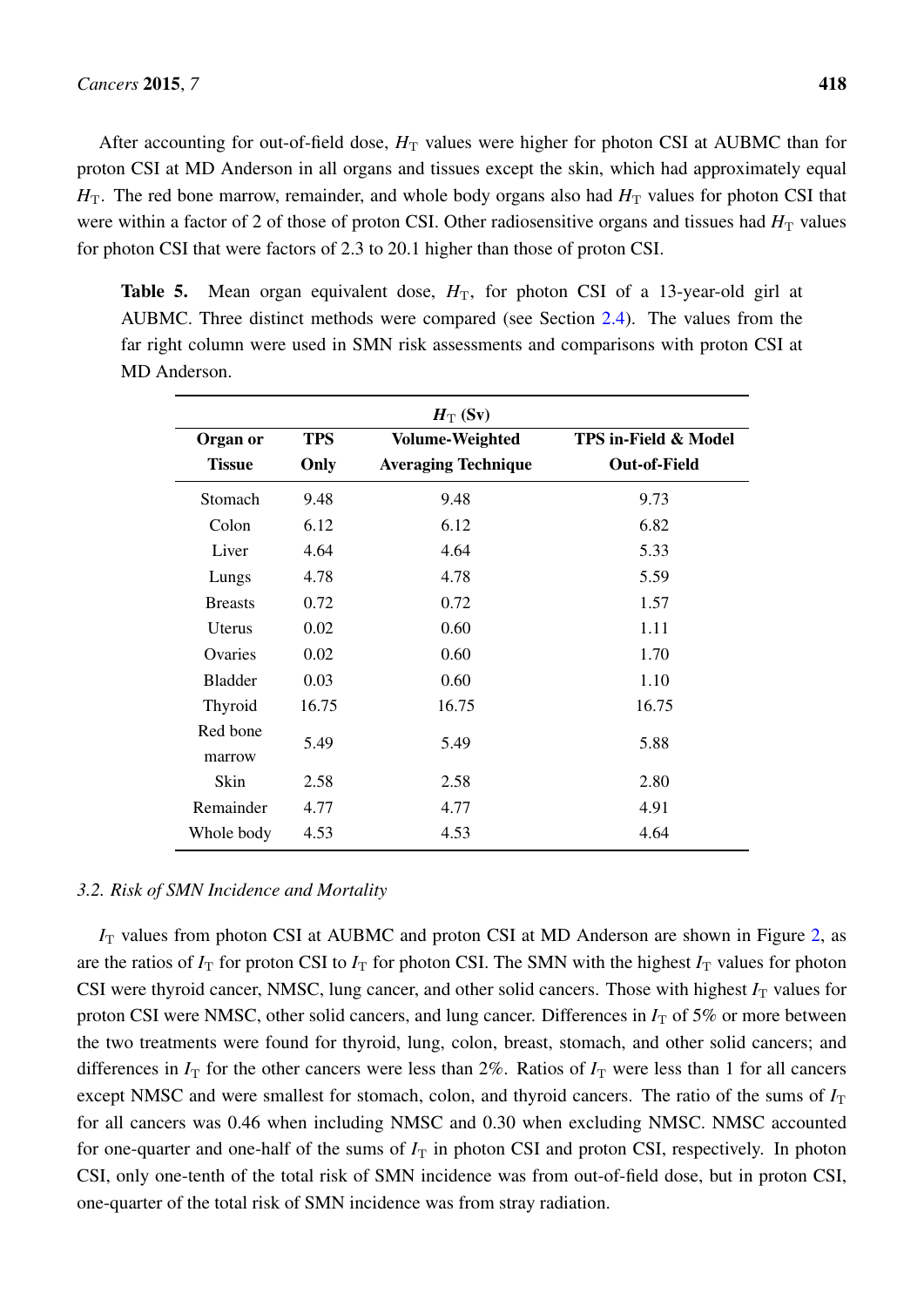After accounting for out-of-field dose, $H_T$ values were higher for photon CSI at AUBMC than for proton CSI at MD Anderson in all organs and tissues except the skin, which had approximately equal $H_T$. The red bone marrow, remainder, and whole body organs also had $H_T$ values for photon CSI that were within a factor of 2 of those of proton CSI. Other radiosensitive organs and tissues had $H_T$ values for photon CSI that were factors of 2.3 to 20.1 higher than those of proton CSI.

**Table 5.** Mean organ equivalent dose, $H_T$, for photon CSI of a 13-year-old girl at AUBMC. Three distinct methods were compared (see Section 2.4). The values from the far right column were used in SMN risk assessments and comparisons with proton CSI at MD Anderson.

| | $H_T$ (Sv) | | |
|---|---|---|---|
| **Organ or Tissue** | **TPS Only** | **Volume-Weighted Averaging Technique** | **TPS in-Field & Model Out-of-Field** |
| Stomach | 9.48 | 9.48 | 9.73 |
| Colon | 6.12 | 6.12 | 6.82 |
| Liver | 4.64 | 4.64 | 5.33 |
| Lungs | 4.78 | 4.78 | 5.59 |
| Breasts | 0.72 | 0.72 | 1.57 |
| Uterus | 0.02 | 0.60 | 1.11 |
| Ovaries | 0.02 | 0.60 | 1.70 |
| Bladder | 0.03 | 0.60 | 1.10 |
| Thyroid | 16.75 | 16.75 | 16.75 |
| Red bone marrow | 5.49 | 5.49 | 5.88 |
| Skin | 2.58 | 2.58 | 2.80 |
| Remainder | 4.77 | 4.77 | 4.91 |
| Whole body | 4.53 | 4.53 | 4.64 |

### 3.2. Risk of SMN Incidence and Mortality

$I_T$ values from photon CSI at AUBMC and proton CSI at MD Anderson are shown in Figure 2, as are the ratios of $I_T$ for proton CSI to $I_T$ for photon CSI. The SMN with the highest $I_T$ values for photon CSI were thyroid cancer, NMSC, lung cancer, and other solid cancers. Those with highest $I_T$ values for proton CSI were NMSC, other solid cancers, and lung cancer. Differences in $I_T$ of 5% or more between the two treatments were found for thyroid, lung, colon, breast, stomach, and other solid cancers; and differences in $I_T$ for the other cancers were less than 2%. Ratios of $I_T$ were less than 1 for all cancers except NMSC and were smallest for stomach, colon, and thyroid cancers. The ratio of the sums of $I_T$ for all cancers was 0.46 when including NMSC and 0.30 when excluding NMSC. NMSC accounted for one-quarter and one-half of the sums of $I_T$ in photon CSI and proton CSI, respectively. In photon CSI, only one-tenth of the total risk of SMN incidence was from out-of-field dose, but in proton CSI, one-quarter of the total risk of SMN incidence was from stray radiation.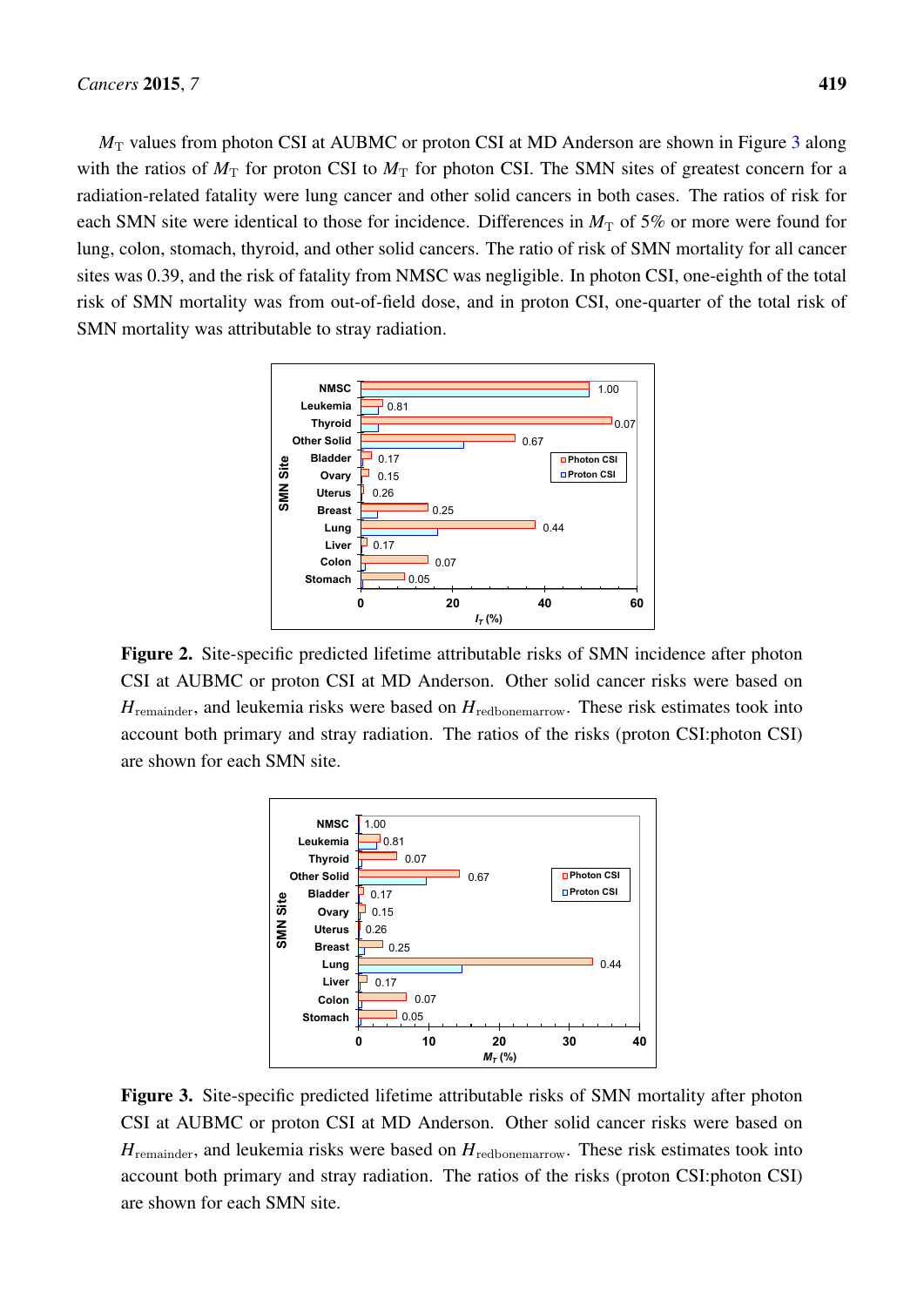$M_T$ values from photon CSI at AUBMC or proton CSI at MD Anderson are shown in Figure 3 along with the ratios of $M_T$ for proton CSI to $M_T$ for photon CSI. The SMN sites of greatest concern for a radiation-related fatality were lung cancer and other solid cancers in both cases. The ratios of risk for each SMN site were identical to those for incidence. Differences in $M_T$ of 5% or more were found for lung, colon, stomach, thyroid, and other solid cancers. The ratio of risk of SMN mortality for all cancer sites was 0.39, and the risk of fatality from NMSC was negligible. In photon CSI, one-eighth of the total risk of SMN mortality was from out-of-field dose, and in proton CSI, one-quarter of the total risk of SMN mortality was attributable to stray radiation.

**Figure 2.** Site-specific predicted lifetime attributable risks of SMN incidence after photon CSI at AUBMC or proton CSI at MD Anderson. Other solid cancer risks were based on $H_{\text{remainder}}$, and leukemia risks were based on $H_{\text{redbonemarrow}}$. These risk estimates took into account both primary and stray radiation. The ratios of the risks (proton CSI:photon CSI) are shown for each SMN site.

**Figure 3.** Site-specific predicted lifetime attributable risks of SMN mortality after photon CSI at AUBMC or proton CSI at MD Anderson. Other solid cancer risks were based on $H_{\text{remainder}}$, and leukemia risks were based on $H_{\text{redbonemarrow}}$. These risk estimates took into account both primary and stray radiation. The ratios of the risks (proton CSI:photon CSI) are shown for each SMN site.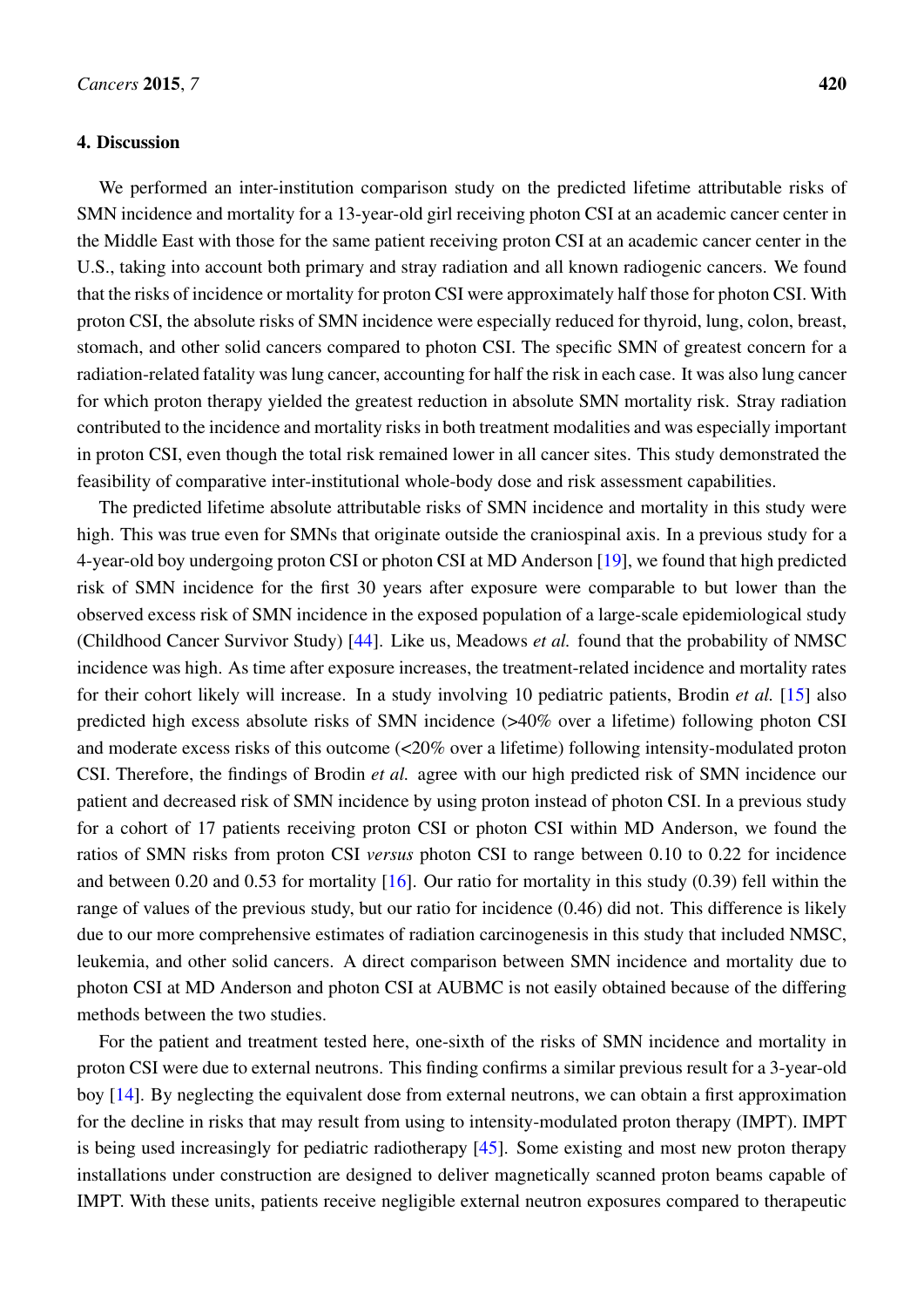## 4. Discussion

We performed an inter-institution comparison study on the predicted lifetime attributable risks of SMN incidence and mortality for a 13-year-old girl receiving photon CSI at an academic cancer center in the Middle East with those for the same patient receiving proton CSI at an academic cancer center in the U.S., taking into account both primary and stray radiation and all known radiogenic cancers. We found that the risks of incidence or mortality for proton CSI were approximately half those for photon CSI. With proton CSI, the absolute risks of SMN incidence were especially reduced for thyroid, lung, colon, breast, stomach, and other solid cancers compared to photon CSI. The specific SMN of greatest concern for a radiation-related fatality was lung cancer, accounting for half the risk in each case. It was also lung cancer for which proton therapy yielded the greatest reduction in absolute SMN mortality risk. Stray radiation contributed to the incidence and mortality risks in both treatment modalities and was especially important in proton CSI, even though the total risk remained lower in all cancer sites. This study demonstrated the feasibility of comparative inter-institutional whole-body dose and risk assessment capabilities.

The predicted lifetime absolute attributable risks of SMN incidence and mortality in this study were high. This was true even for SMNs that originate outside the craniospinal axis. In a previous study for a 4-year-old boy undergoing proton CSI or photon CSI at MD Anderson [19], we found that high predicted risk of SMN incidence for the first 30 years after exposure were comparable to but lower than the observed excess risk of SMN incidence in the exposed population of a large-scale epidemiological study (Childhood Cancer Survivor Study) [44]. Like us, Meadows *et al.* found that the probability of NMSC incidence was high. As time after exposure increases, the treatment-related incidence and mortality rates for their cohort likely will increase. In a study involving 10 pediatric patients, Brodin *et al.* [15] also predicted high excess absolute risks of SMN incidence (>40% over a lifetime) following photon CSI and moderate excess risks of this outcome (<20% over a lifetime) following intensity-modulated proton CSI. Therefore, the findings of Brodin *et al.* agree with our high predicted risk of SMN incidence our patient and decreased risk of SMN incidence by using proton instead of photon CSI. In a previous study for a cohort of 17 patients receiving proton CSI or photon CSI within MD Anderson, we found the ratios of SMN risks from proton CSI *versus* photon CSI to range between 0.10 to 0.22 for incidence and between 0.20 and 0.53 for mortality [16]. Our ratio for mortality in this study (0.39) fell within the range of values of the previous study, but our ratio for incidence (0.46) did not. This difference is likely due to our more comprehensive estimates of radiation carcinogenesis in this study that included NMSC, leukemia, and other solid cancers. A direct comparison between SMN incidence and mortality due to photon CSI at MD Anderson and photon CSI at AUBMC is not easily obtained because of the differing methods between the two studies.

For the patient and treatment tested here, one-sixth of the risks of SMN incidence and mortality in proton CSI were due to external neutrons. This finding confirms a similar previous result for a 3-year-old boy [14]. By neglecting the equivalent dose from external neutrons, we can obtain a first approximation for the decline in risks that may result from using to intensity-modulated proton therapy (IMPT). IMPT is being used increasingly for pediatric radiotherapy [45]. Some existing and most new proton therapy installations under construction are designed to deliver magnetically scanned proton beams capable of IMPT. With these units, patients receive negligible external neutron exposures compared to therapeutic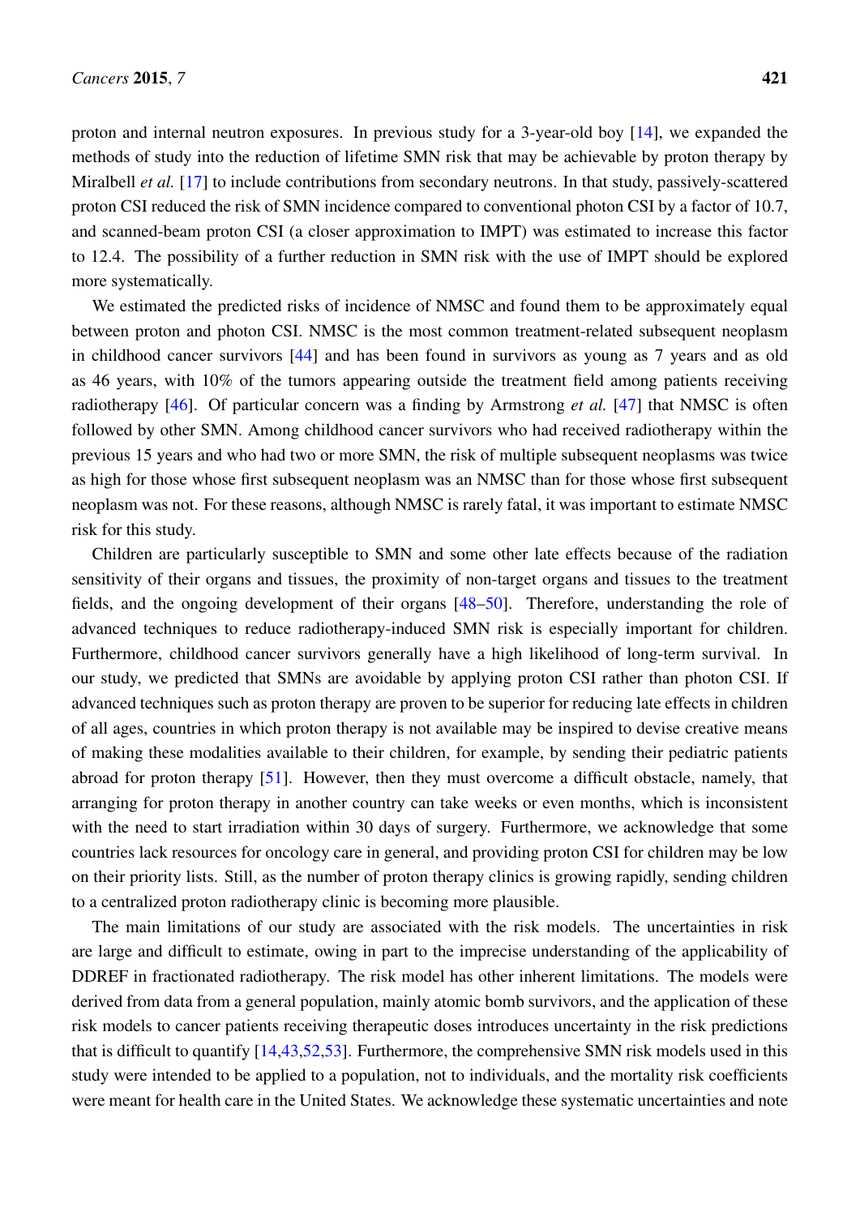proton and internal neutron exposures. In previous study for a 3-year-old boy [14], we expanded the methods of study into the reduction of lifetime SMN risk that may be achievable by proton therapy by Miralbell *et al.* [17] to include contributions from secondary neutrons. In that study, passively-scattered proton CSI reduced the risk of SMN incidence compared to conventional photon CSI by a factor of 10.7, and scanned-beam proton CSI (a closer approximation to IMPT) was estimated to increase this factor to 12.4. The possibility of a further reduction in SMN risk with the use of IMPT should be explored more systematically.

We estimated the predicted risks of incidence of NMSC and found them to be approximately equal between proton and photon CSI. NMSC is the most common treatment-related subsequent neoplasm in childhood cancer survivors [44] and has been found in survivors as young as 7 years and as old as 46 years, with 10% of the tumors appearing outside the treatment field among patients receiving radiotherapy [46]. Of particular concern was a finding by Armstrong *et al.* [47] that NMSC is often followed by other SMN. Among childhood cancer survivors who had received radiotherapy within the previous 15 years and who had two or more SMN, the risk of multiple subsequent neoplasms was twice as high for those whose first subsequent neoplasm was an NMSC than for those whose first subsequent neoplasm was not. For these reasons, although NMSC is rarely fatal, it was important to estimate NMSC risk for this study.

Children are particularly susceptible to SMN and some other late effects because of the radiation sensitivity of their organs and tissues, the proximity of non-target organs and tissues to the treatment fields, and the ongoing development of their organs [48–50]. Therefore, understanding the role of advanced techniques to reduce radiotherapy-induced SMN risk is especially important for children. Furthermore, childhood cancer survivors generally have a high likelihood of long-term survival. In our study, we predicted that SMNs are avoidable by applying proton CSI rather than photon CSI. If advanced techniques such as proton therapy are proven to be superior for reducing late effects in children of all ages, countries in which proton therapy is not available may be inspired to devise creative means of making these modalities available to their children, for example, by sending their pediatric patients abroad for proton therapy [51]. However, then they must overcome a difficult obstacle, namely, that arranging for proton therapy in another country can take weeks or even months, which is inconsistent with the need to start irradiation within 30 days of surgery. Furthermore, we acknowledge that some countries lack resources for oncology care in general, and providing proton CSI for children may be low on their priority lists. Still, as the number of proton therapy clinics is growing rapidly, sending children to a centralized proton radiotherapy clinic is becoming more plausible.

The main limitations of our study are associated with the risk models. The uncertainties in risk are large and difficult to estimate, owing in part to the imprecise understanding of the applicability of DDREF in fractionated radiotherapy. The risk model has other inherent limitations. The models were derived from data from a general population, mainly atomic bomb survivors, and the application of these risk models to cancer patients receiving therapeutic doses introduces uncertainty in the risk predictions that is difficult to quantify [14,43,52,53]. Furthermore, the comprehensive SMN risk models used in this study were intended to be applied to a population, not to individuals, and the mortality risk coefficients were meant for health care in the United States. We acknowledge these systematic uncertainties and note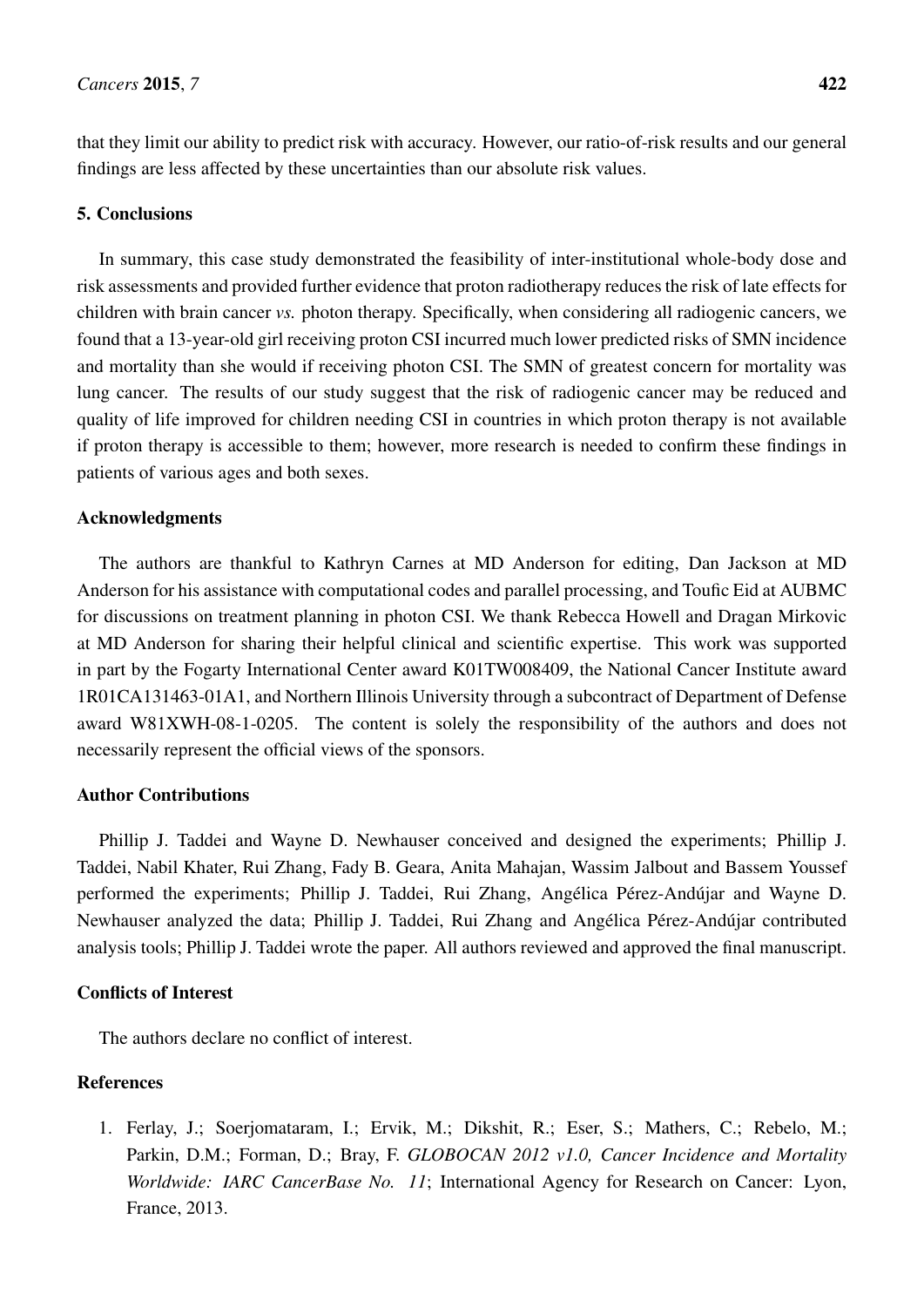that they limit our ability to predict risk with accuracy. However, our ratio-of-risk results and our general findings are less affected by these uncertainties than our absolute risk values.

## 5. Conclusions

In summary, this case study demonstrated the feasibility of inter-institutional whole-body dose and risk assessments and provided further evidence that proton radiotherapy reduces the risk of late effects for children with brain cancer *vs.* photon therapy. Specifically, when considering all radiogenic cancers, we found that a 13-year-old girl receiving proton CSI incurred much lower predicted risks of SMN incidence and mortality than she would if receiving photon CSI. The SMN of greatest concern for mortality was lung cancer. The results of our study suggest that the risk of radiogenic cancer may be reduced and quality of life improved for children needing CSI in countries in which proton therapy is not available if proton therapy is accessible to them; however, more research is needed to confirm these findings in patients of various ages and both sexes.

## Acknowledgments

The authors are thankful to Kathryn Carnes at MD Anderson for editing, Dan Jackson at MD Anderson for his assistance with computational codes and parallel processing, and Toufic Eid at AUBMC for discussions on treatment planning in photon CSI. We thank Rebecca Howell and Dragan Mirkovic at MD Anderson for sharing their helpful clinical and scientific expertise. This work was supported in part by the Fogarty International Center award K01TW008409, the National Cancer Institute award 1R01CA131463-01A1, and Northern Illinois University through a subcontract of Department of Defense award W81XWH-08-1-0205. The content is solely the responsibility of the authors and does not necessarily represent the official views of the sponsors.

## Author Contributions

Phillip J. Taddei and Wayne D. Newhauser conceived and designed the experiments; Phillip J. Taddei, Nabil Khater, Rui Zhang, Fady B. Geara, Anita Mahajan, Wassim Jalbout and Bassem Youssef performed the experiments; Phillip J. Taddei, Rui Zhang, Angélica Pérez-Andújar and Wayne D. Newhauser analyzed the data; Phillip J. Taddei, Rui Zhang and Angélica Pérez-Andújar contributed analysis tools; Phillip J. Taddei wrote the paper. All authors reviewed and approved the final manuscript.

## Conflicts of Interest

The authors declare no conflict of interest.

## References

1. Ferlay, J.; Soerjomataram, I.; Ervik, M.; Dikshit, R.; Eser, S.; Mathers, C.; Rebelo, M.; Parkin, D.M.; Forman, D.; Bray, F. *GLOBOCAN 2012 v1.0, Cancer Incidence and Mortality Worldwide: IARC CancerBase No. 11*; International Agency for Research on Cancer: Lyon, France, 2013.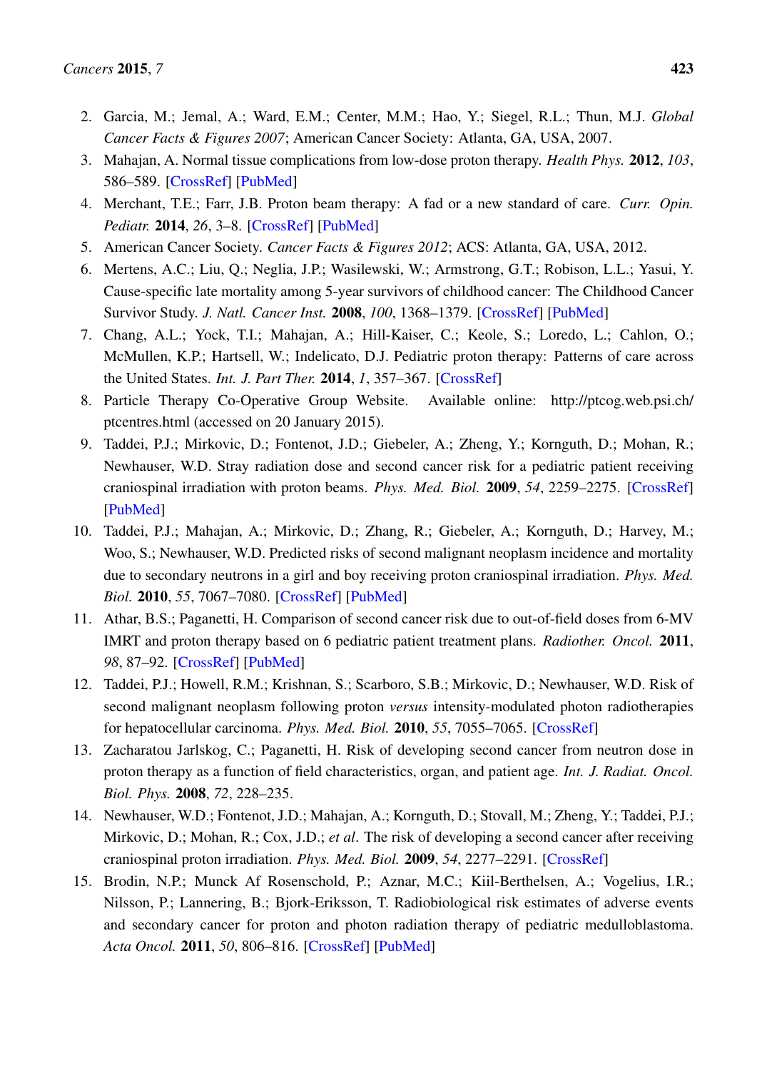2. Garcia, M.; Jemal, A.; Ward, E.M.; Center, M.M.; Hao, Y.; Siegel, R.L.; Thun, M.J. *Global Cancer Facts & Figures 2007*; American Cancer Society: Atlanta, GA, USA, 2007.
3. Mahajan, A. Normal tissue complications from low-dose proton therapy. *Health Phys.* **2012**, *103*, 586–589. [CrossRef] [PubMed]
4. Merchant, T.E.; Farr, J.B. Proton beam therapy: A fad or a new standard of care. *Curr. Opin. Pediatr.* **2014**, *26*, 3–8. [CrossRef] [PubMed]
5. American Cancer Society. *Cancer Facts & Figures 2012*; ACS: Atlanta, GA, USA, 2012.
6. Mertens, A.C.; Liu, Q.; Neglia, J.P.; Wasilewski, W.; Armstrong, G.T.; Robison, L.L.; Yasui, Y. Cause-specific late mortality among 5-year survivors of childhood cancer: The Childhood Cancer Survivor Study. *J. Natl. Cancer Inst.* **2008**, *100*, 1368–1379. [CrossRef] [PubMed]
7. Chang, A.L.; Yock, T.I.; Mahajan, A.; Hill-Kaiser, C.; Keole, S.; Loredo, L.; Cahlon, O.; McMullen, K.P.; Hartsell, W.; Indelicato, D.J. Pediatric proton therapy: Patterns of care across the United States. *Int. J. Part Ther.* **2014**, *1*, 357–367. [CrossRef]
8. Particle Therapy Co-Operative Group Website. Available online: http://ptcog.web.psi.ch/ptcentres.html (accessed on 20 January 2015).
9. Taddei, P.J.; Mirkovic, D.; Fontenot, J.D.; Giebeler, A.; Zheng, Y.; Kornguth, D.; Mohan, R.; Newhauser, W.D. Stray radiation dose and second cancer risk for a pediatric patient receiving craniospinal irradiation with proton beams. *Phys. Med. Biol.* **2009**, *54*, 2259–2275. [CrossRef] [PubMed]
10. Taddei, P.J.; Mahajan, A.; Mirkovic, D.; Zhang, R.; Giebeler, A.; Kornguth, D.; Harvey, M.; Woo, S.; Newhauser, W.D. Predicted risks of second malignant neoplasm incidence and mortality due to secondary neutrons in a girl and boy receiving proton craniospinal irradiation. *Phys. Med. Biol.* **2010**, *55*, 7067–7080. [CrossRef] [PubMed]
11. Athar, B.S.; Paganetti, H. Comparison of second cancer risk due to out-of-field doses from 6-MV IMRT and proton therapy based on 6 pediatric patient treatment plans. *Radiother. Oncol.* **2011**, *98*, 87–92. [CrossRef] [PubMed]
12. Taddei, P.J.; Howell, R.M.; Krishnan, S.; Scarboro, S.B.; Mirkovic, D.; Newhauser, W.D. Risk of second malignant neoplasm following proton *versus* intensity-modulated photon radiotherapies for hepatocellular carcinoma. *Phys. Med. Biol.* **2010**, *55*, 7055–7065. [CrossRef]
13. Zacharatou Jarlskog, C.; Paganetti, H. Risk of developing second cancer from neutron dose in proton therapy as a function of field characteristics, organ, and patient age. *Int. J. Radiat. Oncol. Biol. Phys.* **2008**, *72*, 228–235.
14. Newhauser, W.D.; Fontenot, J.D.; Mahajan, A.; Kornguth, D.; Stovall, M.; Zheng, Y.; Taddei, P.J.; Mirkovic, D.; Mohan, R.; Cox, J.D.; *et al*. The risk of developing a second cancer after receiving craniospinal proton irradiation. *Phys. Med. Biol.* **2009**, *54*, 2277–2291. [CrossRef]
15. Brodin, N.P.; Munck Af Rosenschold, P.; Aznar, M.C.; Kiil-Berthelsen, A.; Vogelius, I.R.; Nilsson, P.; Lannering, B.; Bjork-Eriksson, T. Radiobiological risk estimates of adverse events and secondary cancer for proton and photon radiation therapy of pediatric medulloblastoma. *Acta Oncol.* **2011**, *50*, 806–816. [CrossRef] [PubMed]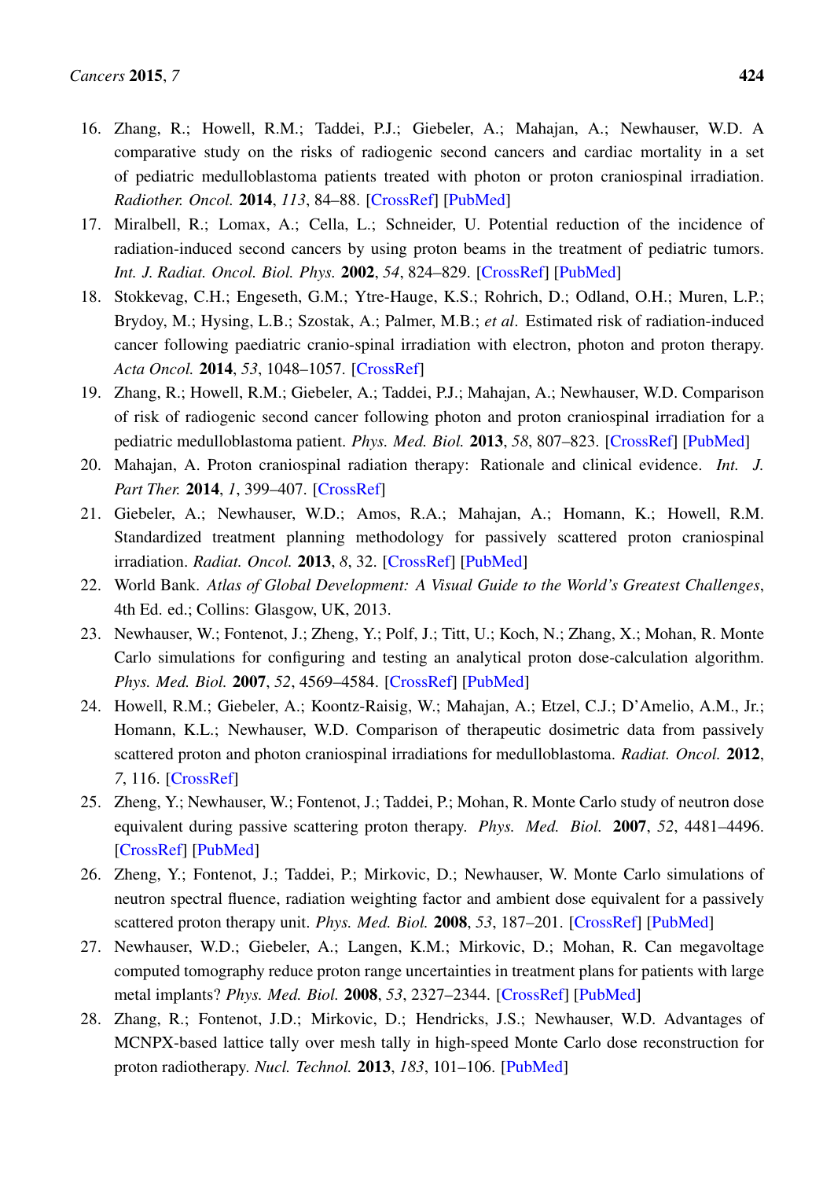16. Zhang, R.; Howell, R.M.; Taddei, P.J.; Giebeler, A.; Mahajan, A.; Newhauser, W.D. A comparative study on the risks of radiogenic second cancers and cardiac mortality in a set of pediatric medulloblastoma patients treated with photon or proton craniospinal irradiation. *Radiother. Oncol.* **2014**, *113*, 84–88. [CrossRef] [PubMed]
17. Miralbell, R.; Lomax, A.; Cella, L.; Schneider, U. Potential reduction of the incidence of radiation-induced second cancers by using proton beams in the treatment of pediatric tumors. *Int. J. Radiat. Oncol. Biol. Phys.* **2002**, *54*, 824–829. [CrossRef] [PubMed]
18. Stokkevag, C.H.; Engeseth, G.M.; Ytre-Hauge, K.S.; Rohrich, D.; Odland, O.H.; Muren, L.P.; Brydoy, M.; Hysing, L.B.; Szostak, A.; Palmer, M.B.; *et al*. Estimated risk of radiation-induced cancer following paediatric cranio-spinal irradiation with electron, photon and proton therapy. *Acta Oncol.* **2014**, *53*, 1048–1057. [CrossRef]
19. Zhang, R.; Howell, R.M.; Giebeler, A.; Taddei, P.J.; Mahajan, A.; Newhauser, W.D. Comparison of risk of radiogenic second cancer following photon and proton craniospinal irradiation for a pediatric medulloblastoma patient. *Phys. Med. Biol.* **2013**, *58*, 807–823. [CrossRef] [PubMed]
20. Mahajan, A. Proton craniospinal radiation therapy: Rationale and clinical evidence. *Int. J. Part Ther.* **2014**, *1*, 399–407. [CrossRef]
21. Giebeler, A.; Newhauser, W.D.; Amos, R.A.; Mahajan, A.; Homann, K.; Howell, R.M. Standardized treatment planning methodology for passively scattered proton craniospinal irradiation. *Radiat. Oncol.* **2013**, *8*, 32. [CrossRef] [PubMed]
22. World Bank. *Atlas of Global Development: A Visual Guide to the World's Greatest Challenges*, 4th Ed. ed.; Collins: Glasgow, UK, 2013.
23. Newhauser, W.; Fontenot, J.; Zheng, Y.; Polf, J.; Titt, U.; Koch, N.; Zhang, X.; Mohan, R. Monte Carlo simulations for configuring and testing an analytical proton dose-calculation algorithm. *Phys. Med. Biol.* **2007**, *52*, 4569–4584. [CrossRef] [PubMed]
24. Howell, R.M.; Giebeler, A.; Koontz-Raisig, W.; Mahajan, A.; Etzel, C.J.; D'Amelio, A.M., Jr.; Homann, K.L.; Newhauser, W.D. Comparison of therapeutic dosimetric data from passively scattered proton and photon craniospinal irradiations for medulloblastoma. *Radiat. Oncol.* **2012**, *7*, 116. [CrossRef]
25. Zheng, Y.; Newhauser, W.; Fontenot, J.; Taddei, P.; Mohan, R. Monte Carlo study of neutron dose equivalent during passive scattering proton therapy. *Phys. Med. Biol.* **2007**, *52*, 4481–4496. [CrossRef] [PubMed]
26. Zheng, Y.; Fontenot, J.; Taddei, P.; Mirkovic, D.; Newhauser, W. Monte Carlo simulations of neutron spectral fluence, radiation weighting factor and ambient dose equivalent for a passively scattered proton therapy unit. *Phys. Med. Biol.* **2008**, *53*, 187–201. [CrossRef] [PubMed]
27. Newhauser, W.D.; Giebeler, A.; Langen, K.M.; Mirkovic, D.; Mohan, R. Can megavoltage computed tomography reduce proton range uncertainties in treatment plans for patients with large metal implants? *Phys. Med. Biol.* **2008**, *53*, 2327–2344. [CrossRef] [PubMed]
28. Zhang, R.; Fontenot, J.D.; Mirkovic, D.; Hendricks, J.S.; Newhauser, W.D. Advantages of MCNPX-based lattice tally over mesh tally in high-speed Monte Carlo dose reconstruction for proton radiotherapy. *Nucl. Technol.* **2013**, *183*, 101–106. [PubMed]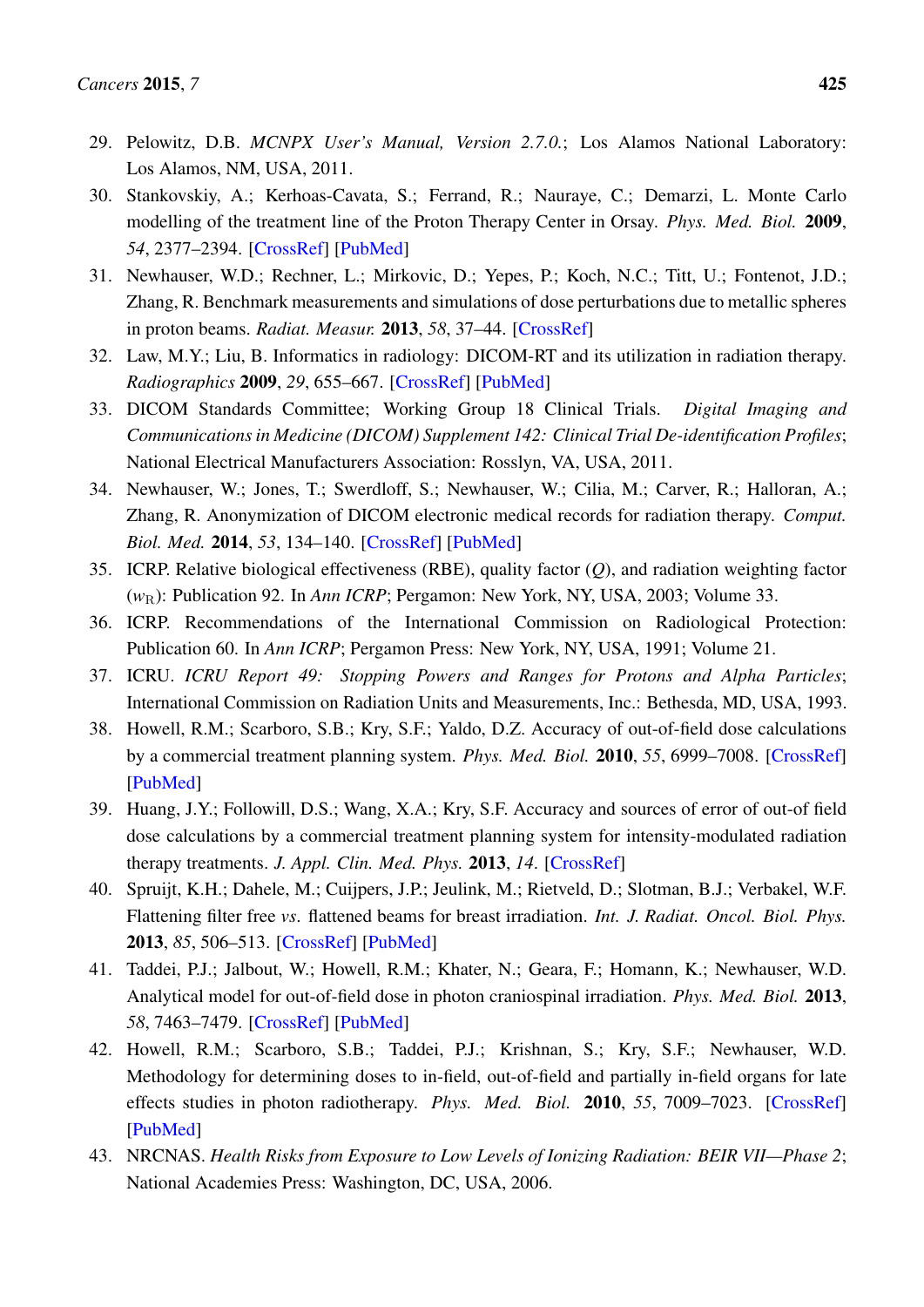29. Pelowitz, D.B. *MCNPX User's Manual, Version 2.7.0.*; Los Alamos National Laboratory: Los Alamos, NM, USA, 2011.
30. Stankovskiy, A.; Kerhoas-Cavata, S.; Ferrand, R.; Nauraye, C.; Demarzi, L. Monte Carlo modelling of the treatment line of the Proton Therapy Center in Orsay. *Phys. Med. Biol.* **2009**, *54*, 2377–2394. [CrossRef] [PubMed]
31. Newhauser, W.D.; Rechner, L.; Mirkovic, D.; Yepes, P.; Koch, N.C.; Titt, U.; Fontenot, J.D.; Zhang, R. Benchmark measurements and simulations of dose perturbations due to metallic spheres in proton beams. *Radiat. Measur.* **2013**, *58*, 37–44. [CrossRef]
32. Law, M.Y.; Liu, B. Informatics in radiology: DICOM-RT and its utilization in radiation therapy. *Radiographics* **2009**, *29*, 655–667. [CrossRef] [PubMed]
33. DICOM Standards Committee; Working Group 18 Clinical Trials. *Digital Imaging and Communications in Medicine (DICOM) Supplement 142: Clinical Trial De-identification Profiles*; National Electrical Manufacturers Association: Rosslyn, VA, USA, 2011.
34. Newhauser, W.; Jones, T.; Swerdloff, S.; Newhauser, W.; Cilia, M.; Carver, R.; Halloran, A.; Zhang, R. Anonymization of DICOM electronic medical records for radiation therapy. *Comput. Biol. Med.* **2014**, *53*, 134–140. [CrossRef] [PubMed]
35. ICRP. Relative biological effectiveness (RBE), quality factor ($Q$), and radiation weighting factor ($w_R$): Publication 92. In *Ann ICRP*; Pergamon: New York, NY, USA, 2003; Volume 33.
36. ICRP. Recommendations of the International Commission on Radiological Protection: Publication 60. In *Ann ICRP*; Pergamon Press: New York, NY, USA, 1991; Volume 21.
37. ICRU. *ICRU Report 49: Stopping Powers and Ranges for Protons and Alpha Particles*; International Commission on Radiation Units and Measurements, Inc.: Bethesda, MD, USA, 1993.
38. Howell, R.M.; Scarboro, S.B.; Kry, S.F.; Yaldo, D.Z. Accuracy of out-of-field dose calculations by a commercial treatment planning system. *Phys. Med. Biol.* **2010**, *55*, 6999–7008. [CrossRef] [PubMed]
39. Huang, J.Y.; Followill, D.S.; Wang, X.A.; Kry, S.F. Accuracy and sources of error of out-of field dose calculations by a commercial treatment planning system for intensity-modulated radiation therapy treatments. *J. Appl. Clin. Med. Phys.* **2013**, *14*. [CrossRef]
40. Spruijt, K.H.; Dahele, M.; Cuijpers, J.P.; Jeulink, M.; Rietveld, D.; Slotman, B.J.; Verbakel, W.F. Flattening filter free *vs.* flattened beams for breast irradiation. *Int. J. Radiat. Oncol. Biol. Phys.* **2013**, *85*, 506–513. [CrossRef] [PubMed]
41. Taddei, P.J.; Jalbout, W.; Howell, R.M.; Khater, N.; Geara, F.; Homann, K.; Newhauser, W.D. Analytical model for out-of-field dose in photon craniospinal irradiation. *Phys. Med. Biol.* **2013**, *58*, 7463–7479. [CrossRef] [PubMed]
42. Howell, R.M.; Scarboro, S.B.; Taddei, P.J.; Krishnan, S.; Kry, S.F.; Newhauser, W.D. Methodology for determining doses to in-field, out-of-field and partially in-field organs for late effects studies in photon radiotherapy. *Phys. Med. Biol.* **2010**, *55*, 7009–7023. [CrossRef] [PubMed]
43. NRCNAS. *Health Risks from Exposure to Low Levels of Ionizing Radiation: BEIR VII—Phase 2*; National Academies Press: Washington, DC, USA, 2006.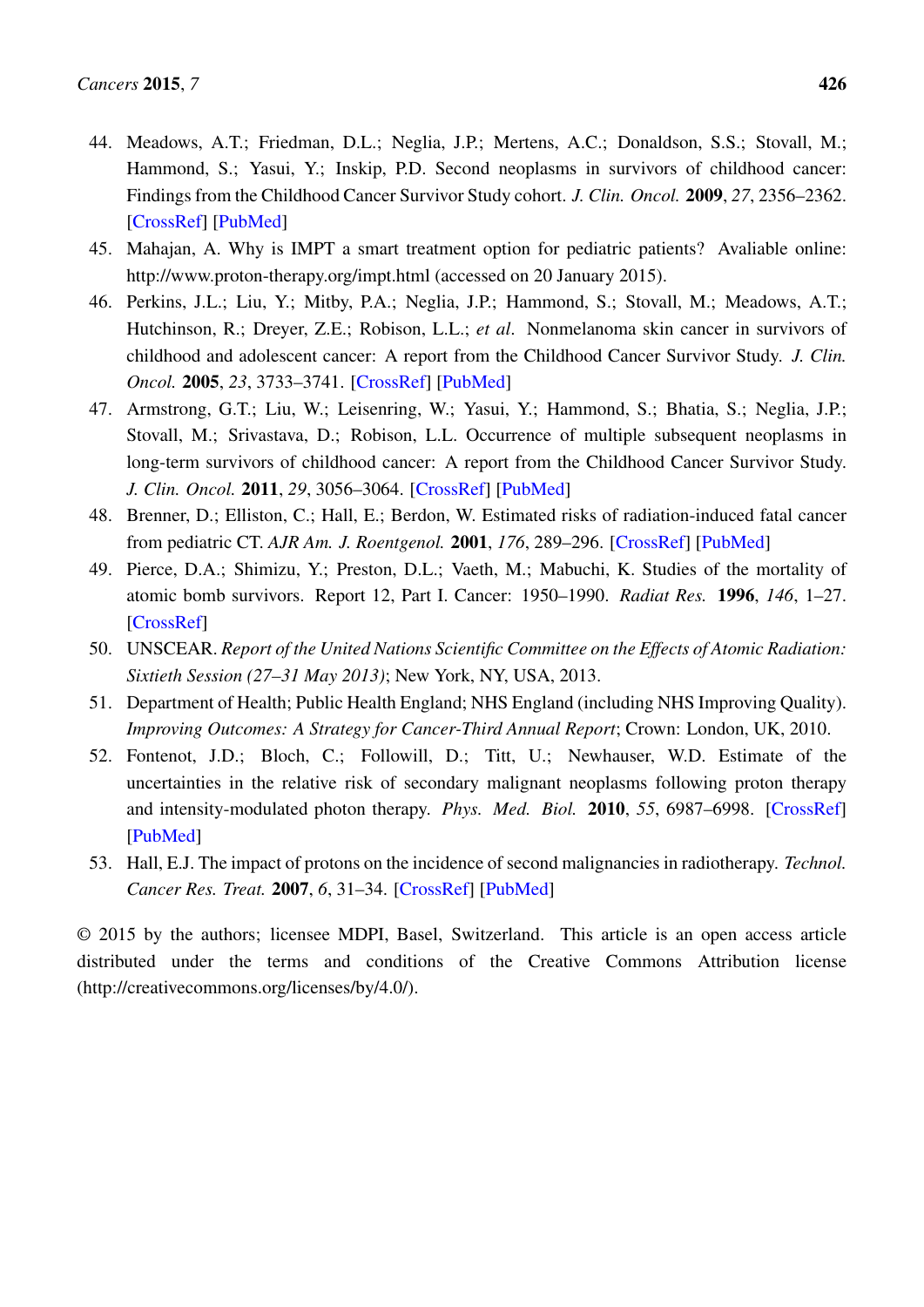44. Meadows, A.T.; Friedman, D.L.; Neglia, J.P.; Mertens, A.C.; Donaldson, S.S.; Stovall, M.; Hammond, S.; Yasui, Y.; Inskip, P.D. Second neoplasms in survivors of childhood cancer: Findings from the Childhood Cancer Survivor Study cohort. *J. Clin. Oncol.* **2009**, *27*, 2356–2362. [CrossRef] [PubMed]
45. Mahajan, A. Why is IMPT a smart treatment option for pediatric patients? Avaliable online: http://www.proton-therapy.org/impt.html (accessed on 20 January 2015).
46. Perkins, J.L.; Liu, Y.; Mitby, P.A.; Neglia, J.P.; Hammond, S.; Stovall, M.; Meadows, A.T.; Hutchinson, R.; Dreyer, Z.E.; Robison, L.L.; *et al*. Nonmelanoma skin cancer in survivors of childhood and adolescent cancer: A report from the Childhood Cancer Survivor Study. *J. Clin. Oncol.* **2005**, *23*, 3733–3741. [CrossRef] [PubMed]
47. Armstrong, G.T.; Liu, W.; Leisenring, W.; Yasui, Y.; Hammond, S.; Bhatia, S.; Neglia, J.P.; Stovall, M.; Srivastava, D.; Robison, L.L. Occurrence of multiple subsequent neoplasms in long-term survivors of childhood cancer: A report from the Childhood Cancer Survivor Study. *J. Clin. Oncol.* **2011**, *29*, 3056–3064. [CrossRef] [PubMed]
48. Brenner, D.; Elliston, C.; Hall, E.; Berdon, W. Estimated risks of radiation-induced fatal cancer from pediatric CT. *AJR Am. J. Roentgenol.* **2001**, *176*, 289–296. [CrossRef] [PubMed]
49. Pierce, D.A.; Shimizu, Y.; Preston, D.L.; Vaeth, M.; Mabuchi, K. Studies of the mortality of atomic bomb survivors. Report 12, Part I. Cancer: 1950–1990. *Radiat Res.* **1996**, *146*, 1–27. [CrossRef]
50. UNSCEAR. *Report of the United Nations Scientific Committee on the Effects of Atomic Radiation: Sixtieth Session (27–31 May 2013)*; New York, NY, USA, 2013.
51. Department of Health; Public Health England; NHS England (including NHS Improving Quality). *Improving Outcomes: A Strategy for Cancer-Third Annual Report*; Crown: London, UK, 2010.
52. Fontenot, J.D.; Bloch, C.; Followill, D.; Titt, U.; Newhauser, W.D. Estimate of the uncertainties in the relative risk of secondary malignant neoplasms following proton therapy and intensity-modulated photon therapy. *Phys. Med. Biol.* **2010**, *55*, 6987–6998. [CrossRef] [PubMed]
53. Hall, E.J. The impact of protons on the incidence of second malignancies in radiotherapy. *Technol. Cancer Res. Treat.* **2007**, *6*, 31–34. [CrossRef] [PubMed]

© 2015 by the authors; licensee MDPI, Basel, Switzerland. This article is an open access article distributed under the terms and conditions of the Creative Commons Attribution license (http://creativecommons.org/licenses/by/4.0/).